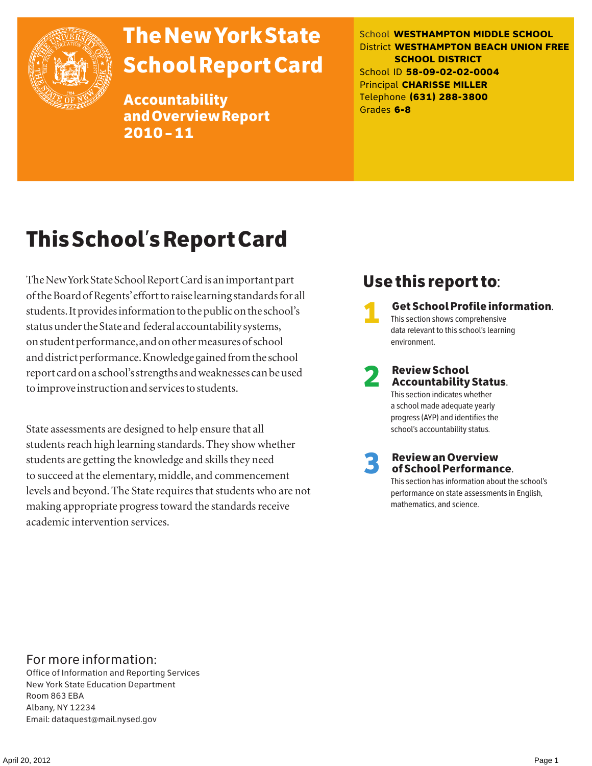# The New York State School Report Card

## Accountability and Overview Report 2010 – 11

School **WESTHAMPTON MIDDLE SCHOOL**
District **WESTHAMPTON BEACH UNION FREE SCHOOL DISTRICT**
School ID **58-09-02-02-0004**
Principal **CHARISSE MILLER**
Telephone **(631) 288-3800**
Grades **6-8**

# This School's Report Card

The New York State School Report Card is an important part of the Board of Regents' effort to raise learning standards for all students. It provides information to the public on the school's status under the State and federal accountability systems, on student performance, and on other measures of school and district performance. Knowledge gained from the school report card on a school's strengths and weaknesses can be used to improve instruction and services to students.

State assessments are designed to help ensure that all students reach high learning standards. They show whether students are getting the knowledge and skills they need to succeed at the elementary, middle, and commencement levels and beyond. The State requires that students who are not making appropriate progress toward the standards receive academic intervention services.

## Use this report to:

1. **Get School Profile information.** This section shows comprehensive data relevant to this school's learning environment.
2. **Review School Accountability Status.** This section indicates whether a school made adequate yearly progress (AYP) and identifies the school's accountability status.
3. **Review an Overview of School Performance.** This section has information about the school's performance on state assessments in English, mathematics, and science.

## For more information:

Office of Information and Reporting Services
New York State Education Department
Room 863 EBA
Albany, NY 12234
Email: dataquest@mail.nysed.gov

April 20, 2012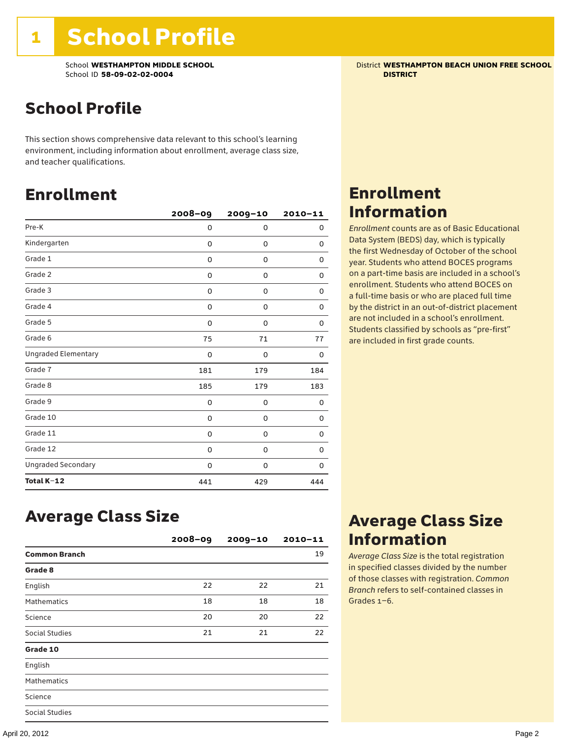# 1 School Profile

School **WESTHAMPTON MIDDLE SCHOOL**
School ID **58-09-02-02-0004**

District **WESTHAMPTON BEACH UNION FREE SCHOOL DISTRICT**

## School Profile

This section shows comprehensive data relevant to this school's learning environment, including information about enrollment, average class size, and teacher qualifications.

## Enrollment

| | 2008–09 | 2009–10 | 2010–11 |
|---|---|---|---|
| Pre-K | 0 | 0 | 0 |
| Kindergarten | 0 | 0 | 0 |
| Grade 1 | 0 | 0 | 0 |
| Grade 2 | 0 | 0 | 0 |
| Grade 3 | 0 | 0 | 0 |
| Grade 4 | 0 | 0 | 0 |
| Grade 5 | 0 | 0 | 0 |
| Grade 6 | 75 | 71 | 77 |
| Ungraded Elementary | 0 | 0 | 0 |
| Grade 7 | 181 | 179 | 184 |
| Grade 8 | 185 | 179 | 183 |
| Grade 9 | 0 | 0 | 0 |
| Grade 10 | 0 | 0 | 0 |
| Grade 11 | 0 | 0 | 0 |
| Grade 12 | 0 | 0 | 0 |
| Ungraded Secondary | 0 | 0 | 0 |
| **Total K–12** | 441 | 429 | 444 |

## Enrollment Information

*Enrollment* counts are as of Basic Educational Data System (BEDS) day, which is typically the first Wednesday of October of the school year. Students who attend BOCES programs on a part-time basis are included in a school's enrollment. Students who attend BOCES on a full-time basis or who are placed full time by the district in an out-of-district placement are not included in a school's enrollment. Students classified by schools as "pre-first" are included in first grade counts.

## Average Class Size

| | 2008–09 | 2009–10 | 2010–11 |
|---|---|---|---|
| **Common Branch** | | | 19 |
| **Grade 8** | | | |
| English | 22 | 22 | 21 |
| Mathematics | 18 | 18 | 18 |
| Science | 20 | 20 | 22 |
| Social Studies | 21 | 21 | 22 |
| **Grade 10** | | | |
| English | | | |
| Mathematics | | | |
| Science | | | |
| Social Studies | | | |

## Average Class Size Information

*Average Class Size* is the total registration in specified classes divided by the number of those classes with registration. *Common Branch* refers to self-contained classes in Grades 1–6.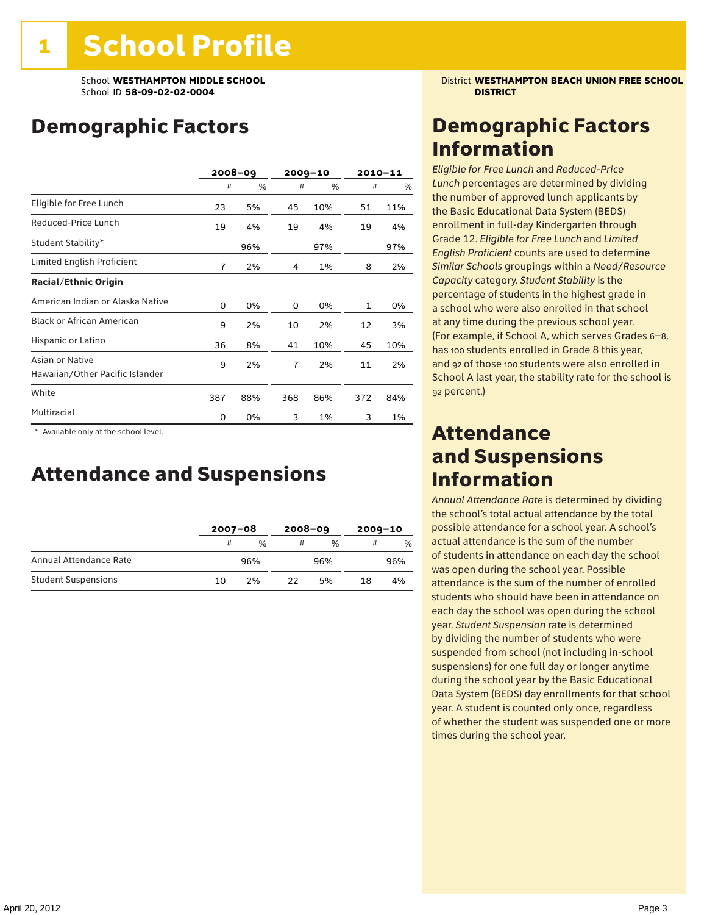# 1 School Profile

School **WESTHAMPTON MIDDLE SCHOOL**
School ID **58-09-02-02-0004**

District **WESTHAMPTON BEACH UNION FREE SCHOOL DISTRICT**

## Demographic Factors

| | 2008–09 | | 2009–10 | | 2010–11 | |
|---|---|---|---|---|---|---|
| | # | % | # | % | # | % |
| Eligible for Free Lunch | 23 | 5% | 45 | 10% | 51 | 11% |
| Reduced-Price Lunch | 19 | 4% | 19 | 4% | 19 | 4% |
| Student Stability* | | 96% | | 97% | | 97% |
| Limited English Proficient | 7 | 2% | 4 | 1% | 8 | 2% |
| **Racial/Ethnic Origin** | | | | | | |
| American Indian or Alaska Native | 0 | 0% | 0 | 0% | 1 | 0% |
| Black or African American | 9 | 2% | 10 | 2% | 12 | 3% |
| Hispanic or Latino | 36 | 8% | 41 | 10% | 45 | 10% |
| Asian or Native Hawaiian/Other Pacific Islander | 9 | 2% | 7 | 2% | 11 | 2% |
| White | 387 | 88% | 368 | 86% | 372 | 84% |
| Multiracial | 0 | 0% | 3 | 1% | 3 | 1% |

\* Available only at the school level.

## Attendance and Suspensions

| | 2007–08 | | 2008–09 | | 2009–10 | |
|---|---|---|---|---|---|---|
| | # | % | # | % | # | % |
| Annual Attendance Rate | | 96% | | 96% | | 96% |
| Student Suspensions | 10 | 2% | 22 | 5% | 18 | 4% |

## Demographic Factors Information

*Eligible for Free Lunch* and *Reduced-Price Lunch* percentages are determined by dividing the number of approved lunch applicants by the Basic Educational Data System (BEDS) enrollment in full-day Kindergarten through Grade 12. *Eligible for Free Lunch* and *Limited English Proficient* counts are used to determine *Similar Schools* groupings within a *Need/Resource Capacity* category. *Student Stability* is the percentage of students in the highest grade in a school who were also enrolled in that school at any time during the previous school year. (For example, if School A, which serves Grades 6–8, has 100 students enrolled in Grade 8 this year, and 92 of those 100 students were also enrolled in School A last year, the stability rate for the school is 92 percent.)

## Attendance and Suspensions Information

*Annual Attendance Rate* is determined by dividing the school's total actual attendance by the total possible attendance for a school year. A school's actual attendance is the sum of the number of students in attendance on each day the school was open during the school year. Possible attendance is the sum of the number of enrolled students who should have been in attendance on each day the school was open during the school year. *Student Suspension* rate is determined by dividing the number of students who were suspended from school (not including in-school suspensions) for one full day or longer anytime during the school year by the Basic Educational Data System (BEDS) day enrollments for that school year. A student is counted only once, regardless of whether the student was suspended one or more times during the school year.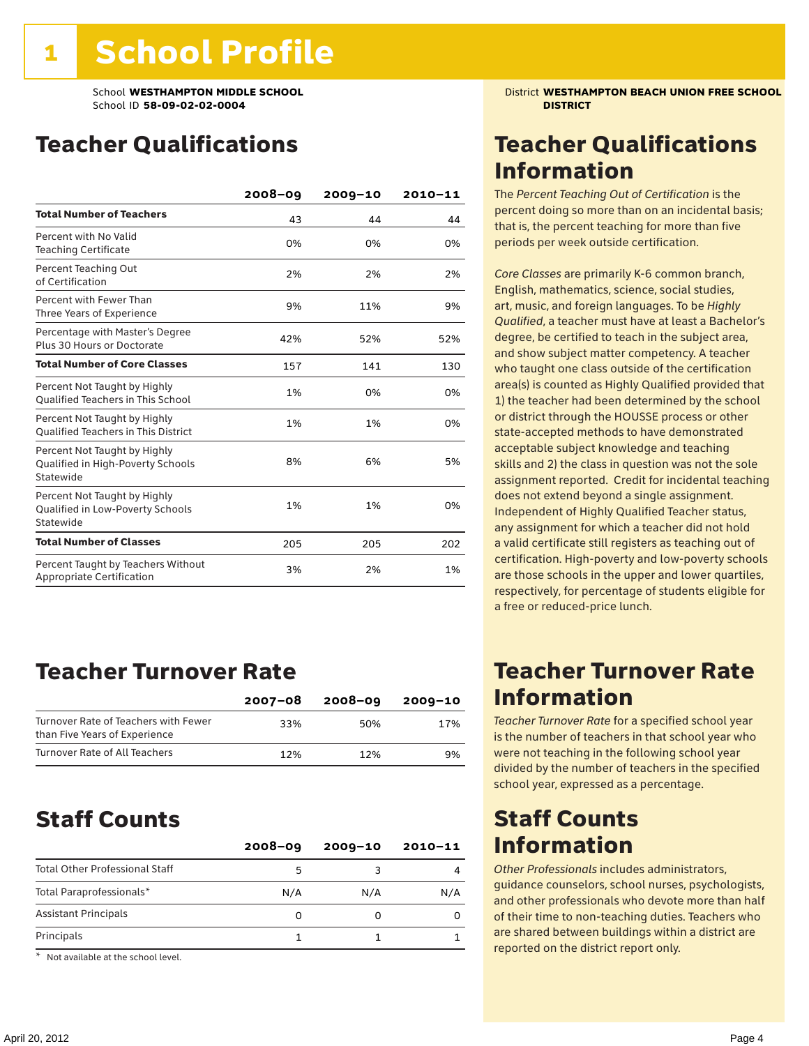# 1 School Profile

School **WESTHAMPTON MIDDLE SCHOOL**
School ID **58-09-02-02-0004**

District **WESTHAMPTON BEACH UNION FREE SCHOOL DISTRICT**

## Teacher Qualifications

| | 2008–09 | 2009–10 | 2010–11 |
|---|---|---|---|
| **Total Number of Teachers** | 43 | 44 | 44 |
| Percent with No Valid Teaching Certificate | 0% | 0% | 0% |
| Percent Teaching Out of Certification | 2% | 2% | 2% |
| Percent with Fewer Than Three Years of Experience | 9% | 11% | 9% |
| Percentage with Master's Degree Plus 30 Hours or Doctorate | 42% | 52% | 52% |
| **Total Number of Core Classes** | 157 | 141 | 130 |
| Percent Not Taught by Highly Qualified Teachers in This School | 1% | 0% | 0% |
| Percent Not Taught by Highly Qualified Teachers in This District | 1% | 1% | 0% |
| Percent Not Taught by Highly Qualified in High-Poverty Schools Statewide | 8% | 6% | 5% |
| Percent Not Taught by Highly Qualified in Low-Poverty Schools Statewide | 1% | 1% | 0% |
| **Total Number of Classes** | 205 | 205 | 202 |
| Percent Taught by Teachers Without Appropriate Certification | 3% | 2% | 1% |

## Teacher Qualifications Information

The *Percent Teaching Out of Certification* is the percent doing so more than on an incidental basis; that is, the percent teaching for more than five periods per week outside certification.

*Core Classes* are primarily K-6 common branch, English, mathematics, science, social studies, art, music, and foreign languages. To be *Highly Qualified*, a teacher must have at least a Bachelor's degree, be certified to teach in the subject area, and show subject matter competency. A teacher who taught one class outside of the certification area(s) is counted as Highly Qualified provided that 1) the teacher had been determined by the school or district through the HOUSSE process or other state-accepted methods to have demonstrated acceptable subject knowledge and teaching skills and 2) the class in question was not the sole assignment reported. Credit for incidental teaching does not extend beyond a single assignment. Independent of Highly Qualified Teacher status, any assignment for which a teacher did not hold a valid certificate still registers as teaching out of certification. High-poverty and low-poverty schools are those schools in the upper and lower quartiles, respectively, for percentage of students eligible for a free or reduced-price lunch.

## Teacher Turnover Rate

| | 2007–08 | 2008–09 | 2009–10 |
|---|---|---|---|
| Turnover Rate of Teachers with Fewer than Five Years of Experience | 33% | 50% | 17% |
| Turnover Rate of All Teachers | 12% | 12% | 9% |

## Teacher Turnover Rate Information

*Teacher Turnover Rate* for a specified school year is the number of teachers in that school year who were not teaching in the following school year divided by the number of teachers in the specified school year, expressed as a percentage.

## Staff Counts

| | 2008–09 | 2009–10 | 2010–11 |
|---|---|---|---|
| Total Other Professional Staff | 5 | 3 | 4 |
| Total Paraprofessionals* | N/A | N/A | N/A |
| Assistant Principals | 0 | 0 | 0 |
| Principals | 1 | 1 | 1 |

* Not available at the school level.

## Staff Counts Information

*Other Professionals* includes administrators, guidance counselors, school nurses, psychologists, and other professionals who devote more than half of their time to non-teaching duties. Teachers who are shared between buildings within a district are reported on the district report only.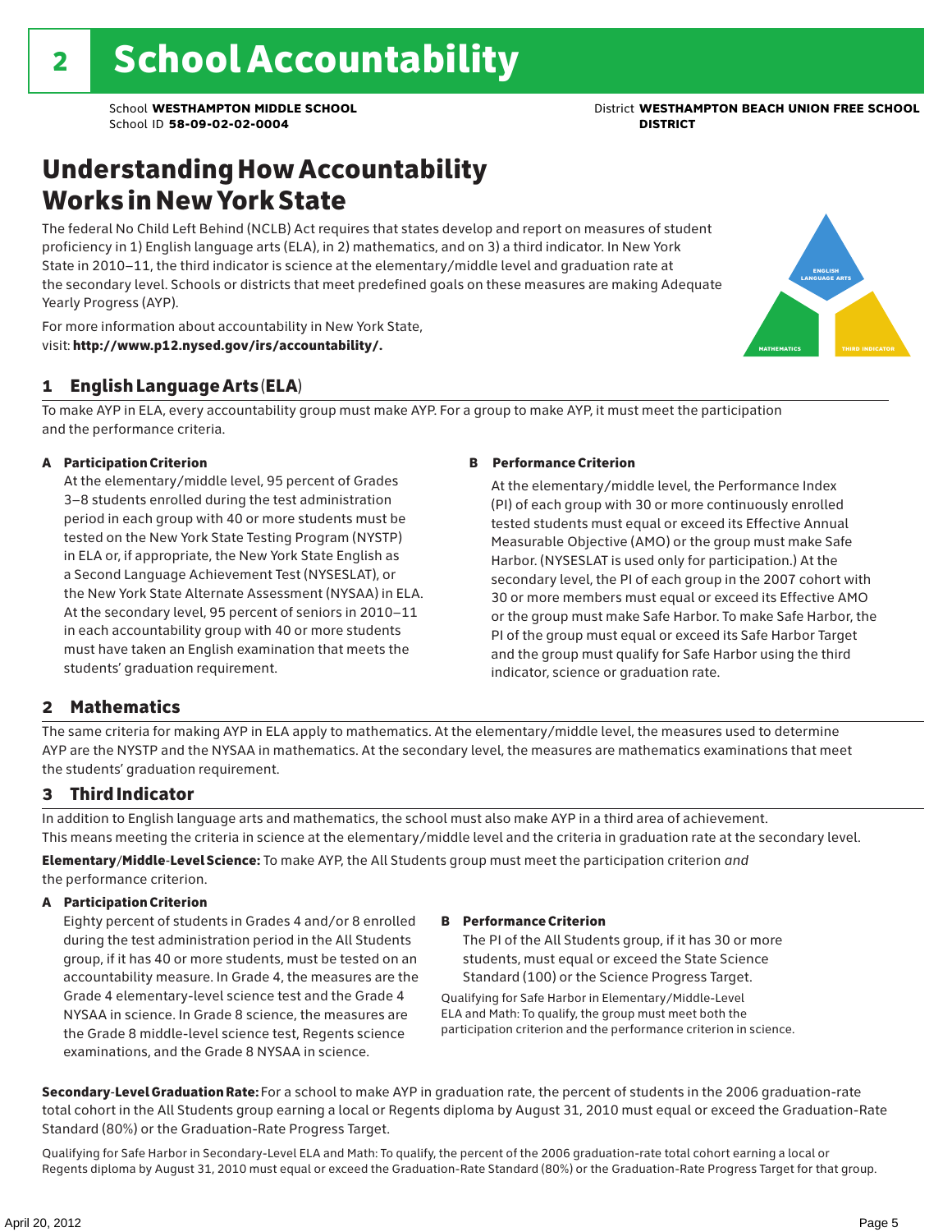# 2 School Accountability

School **WESTHAMPTON MIDDLE SCHOOL**
School ID **58-09-02-02-0004**

District **WESTHAMPTON BEACH UNION FREE SCHOOL DISTRICT**

## Understanding How Accountability Works in New York State

The federal No Child Left Behind (NCLB) Act requires that states develop and report on measures of student proficiency in 1) English language arts (ELA), in 2) mathematics, and on 3) a third indicator. In New York State in 2010–11, the third indicator is science at the elementary/middle level and graduation rate at the secondary level. Schools or districts that meet predefined goals on these measures are making Adequate Yearly Progress (AYP).

For more information about accountability in New York State, visit: **http://www.p12.nysed.gov/irs/accountability/.**

ENGLISH LANGUAGE ARTS

MATHEMATICS

THIRD INDICATOR

### 1 English Language Arts (ELA)

To make AYP in ELA, every accountability group must make AYP. For a group to make AYP, it must meet the participation and the performance criteria.

**A Participation Criterion**

At the elementary/middle level, 95 percent of Grades 3–8 students enrolled during the test administration period in each group with 40 or more students must be tested on the New York State Testing Program (NYSTP) in ELA or, if appropriate, the New York State English as a Second Language Achievement Test (NYSESLAT), or the New York State Alternate Assessment (NYSAA) in ELA. At the secondary level, 95 percent of seniors in 2010–11 in each accountability group with 40 or more students must have taken an English examination that meets the students' graduation requirement.

**B Performance Criterion**

At the elementary/middle level, the Performance Index (PI) of each group with 30 or more continuously enrolled tested students must equal or exceed its Effective Annual Measurable Objective (AMO) or the group must make Safe Harbor. (NYSESLAT is used only for participation.) At the secondary level, the PI of each group in the 2007 cohort with 30 or more members must equal or exceed its Effective AMO or the group must make Safe Harbor. To make Safe Harbor, the PI of the group must equal or exceed its Safe Harbor Target and the group must qualify for Safe Harbor using the third indicator, science or graduation rate.

### 2 Mathematics

The same criteria for making AYP in ELA apply to mathematics. At the elementary/middle level, the measures used to determine AYP are the NYSTP and the NYSAA in mathematics. At the secondary level, the measures are mathematics examinations that meet the students' graduation requirement.

### 3 Third Indicator

In addition to English language arts and mathematics, the school must also make AYP in a third area of achievement. This means meeting the criteria in science at the elementary/middle level and the criteria in graduation rate at the secondary level.

**Elementary/Middle-Level Science:** To make AYP, the All Students group must meet the participation criterion *and* the performance criterion.

**A Participation Criterion**

Eighty percent of students in Grades 4 and/or 8 enrolled during the test administration period in the All Students group, if it has 40 or more students, must be tested on an accountability measure. In Grade 4, the measures are the Grade 4 elementary-level science test and the Grade 4 NYSAA in science. In Grade 8 science, the measures are the Grade 8 middle-level science test, Regents science examinations, and the Grade 8 NYSAA in science.

**B Performance Criterion**

The PI of the All Students group, if it has 30 or more students, must equal or exceed the State Science Standard (100) or the Science Progress Target.

Qualifying for Safe Harbor in Elementary/Middle-Level ELA and Math: To qualify, the group must meet both the participation criterion and the performance criterion in science.

**Secondary-Level Graduation Rate:** For a school to make AYP in graduation rate, the percent of students in the 2006 graduation-rate total cohort in the All Students group earning a local or Regents diploma by August 31, 2010 must equal or exceed the Graduation-Rate Standard (80%) or the Graduation-Rate Progress Target.

Qualifying for Safe Harbor in Secondary-Level ELA and Math: To qualify, the percent of the 2006 graduation-rate total cohort earning a local or Regents diploma by August 31, 2010 must equal or exceed the Graduation-Rate Standard (80%) or the Graduation-Rate Progress Target for that group.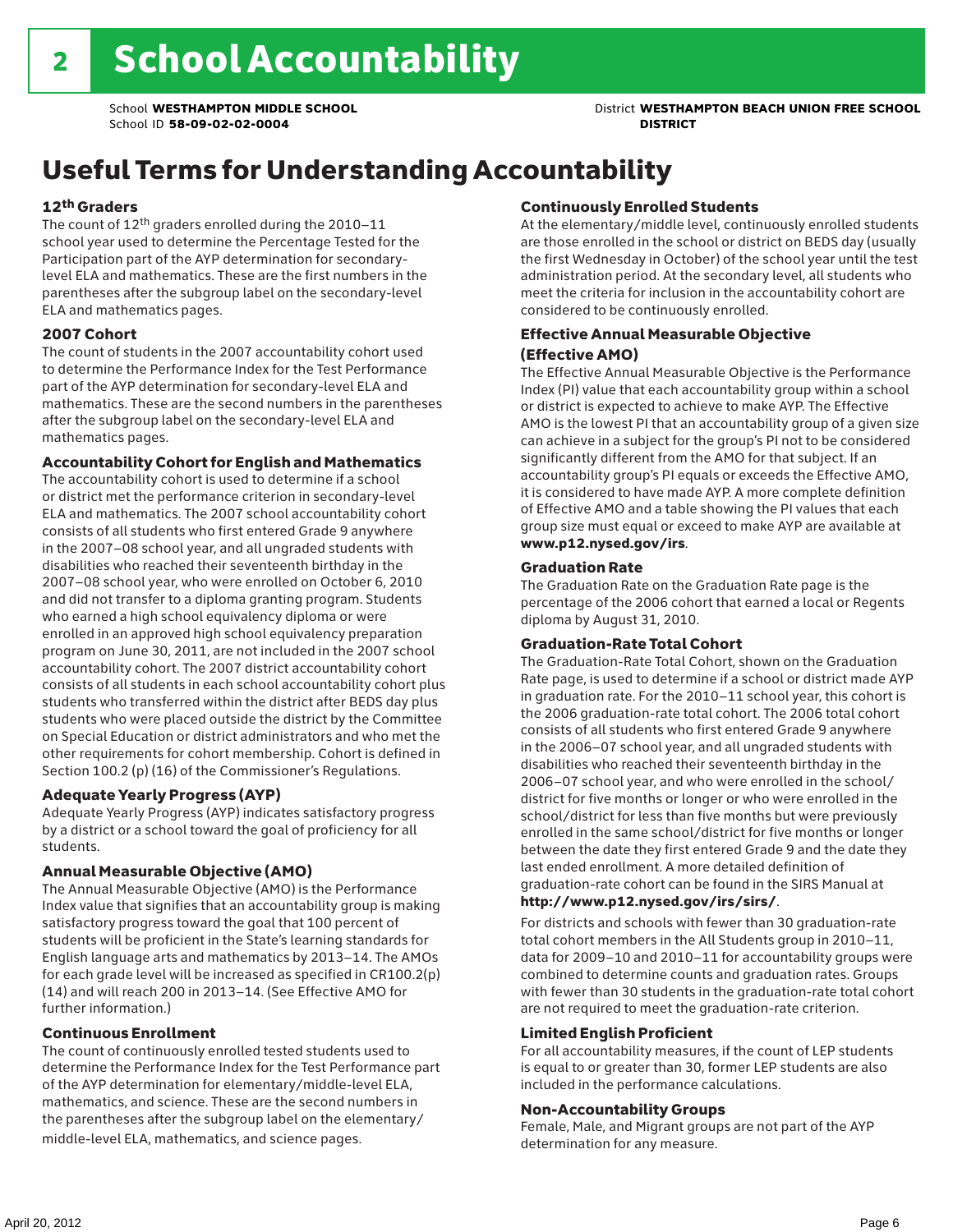# 2 School Accountability

School **WESTHAMPTON MIDDLE SCHOOL**
School ID **58-09-02-02-0004**

District **WESTHAMPTON BEACH UNION FREE SCHOOL DISTRICT**

## Useful Terms for Understanding Accountability

### 12th Graders

The count of 12th graders enrolled during the 2010–11 school year used to determine the Percentage Tested for the Participation part of the AYP determination for secondary-level ELA and mathematics. These are the first numbers in the parentheses after the subgroup label on the secondary-level ELA and mathematics pages.

### 2007 Cohort

The count of students in the 2007 accountability cohort used to determine the Performance Index for the Test Performance part of the AYP determination for secondary-level ELA and mathematics. These are the second numbers in the parentheses after the subgroup label on the secondary-level ELA and mathematics pages.

### Accountability Cohort for English and Mathematics

The accountability cohort is used to determine if a school or district met the performance criterion in secondary-level ELA and mathematics. The 2007 school accountability cohort consists of all students who first entered Grade 9 anywhere in the 2007–08 school year, and all ungraded students with disabilities who reached their seventeenth birthday in the 2007–08 school year, who were enrolled on October 6, 2010 and did not transfer to a diploma granting program. Students who earned a high school equivalency diploma or were enrolled in an approved high school equivalency preparation program on June 30, 2011, are not included in the 2007 school accountability cohort. The 2007 district accountability cohort consists of all students in each school accountability cohort plus students who transferred within the district after BEDS day plus students who were placed outside the district by the Committee on Special Education or district administrators and who met the other requirements for cohort membership. Cohort is defined in Section 100.2 (p) (16) of the Commissioner's Regulations.

### Adequate Yearly Progress (AYP)

Adequate Yearly Progress (AYP) indicates satisfactory progress by a district or a school toward the goal of proficiency for all students.

### Annual Measurable Objective (AMO)

The Annual Measurable Objective (AMO) is the Performance Index value that signifies that an accountability group is making satisfactory progress toward the goal that 100 percent of students will be proficient in the State's learning standards for English language arts and mathematics by 2013–14. The AMOs for each grade level will be increased as specified in CR100.2(p)(14) and will reach 200 in 2013–14. (See Effective AMO for further information.)

### Continuous Enrollment

The count of continuously enrolled tested students used to determine the Performance Index for the Test Performance part of the AYP determination for elementary/middle-level ELA, mathematics, and science. These are the second numbers in the parentheses after the subgroup label on the elementary/middle-level ELA, mathematics, and science pages.

### Continuously Enrolled Students

At the elementary/middle level, continuously enrolled students are those enrolled in the school or district on BEDS day (usually the first Wednesday in October) of the school year until the test administration period. At the secondary level, all students who meet the criteria for inclusion in the accountability cohort are considered to be continuously enrolled.

### Effective Annual Measurable Objective (Effective AMO)

The Effective Annual Measurable Objective is the Performance Index (PI) value that each accountability group within a school or district is expected to achieve to make AYP. The Effective AMO is the lowest PI that an accountability group of a given size can achieve in a subject for the group's PI not to be considered significantly different from the AMO for that subject. If an accountability group's PI equals or exceeds the Effective AMO, it is considered to have made AYP. A more complete definition of Effective AMO and a table showing the PI values that each group size must equal or exceed to make AYP are available at **www.p12.nysed.gov/irs**.

### Graduation Rate

The Graduation Rate on the Graduation Rate page is the percentage of the 2006 cohort that earned a local or Regents diploma by August 31, 2010.

### Graduation-Rate Total Cohort

The Graduation-Rate Total Cohort, shown on the Graduation Rate page, is used to determine if a school or district made AYP in graduation rate. For the 2010–11 school year, this cohort is the 2006 graduation-rate total cohort. The 2006 total cohort consists of all students who first entered Grade 9 anywhere in the 2006–07 school year, and all ungraded students with disabilities who reached their seventeenth birthday in the 2006–07 school year, and who were enrolled in the school/district for five months or longer or who were enrolled in the school/district for less than five months but were previously enrolled in the same school/district for five months or longer between the date they first entered Grade 9 and the date they last ended enrollment. A more detailed definition of graduation-rate cohort can be found in the SIRS Manual at **http://www.p12.nysed.gov/irs/sirs/**.

For districts and schools with fewer than 30 graduation-rate total cohort members in the All Students group in 2010–11, data for 2009–10 and 2010–11 for accountability groups were combined to determine counts and graduation rates. Groups with fewer than 30 students in the graduation-rate total cohort are not required to meet the graduation-rate criterion.

### Limited English Proficient

For all accountability measures, if the count of LEP students is equal to or greater than 30, former LEP students are also included in the performance calculations.

### Non-Accountability Groups

Female, Male, and Migrant groups are not part of the AYP determination for any measure.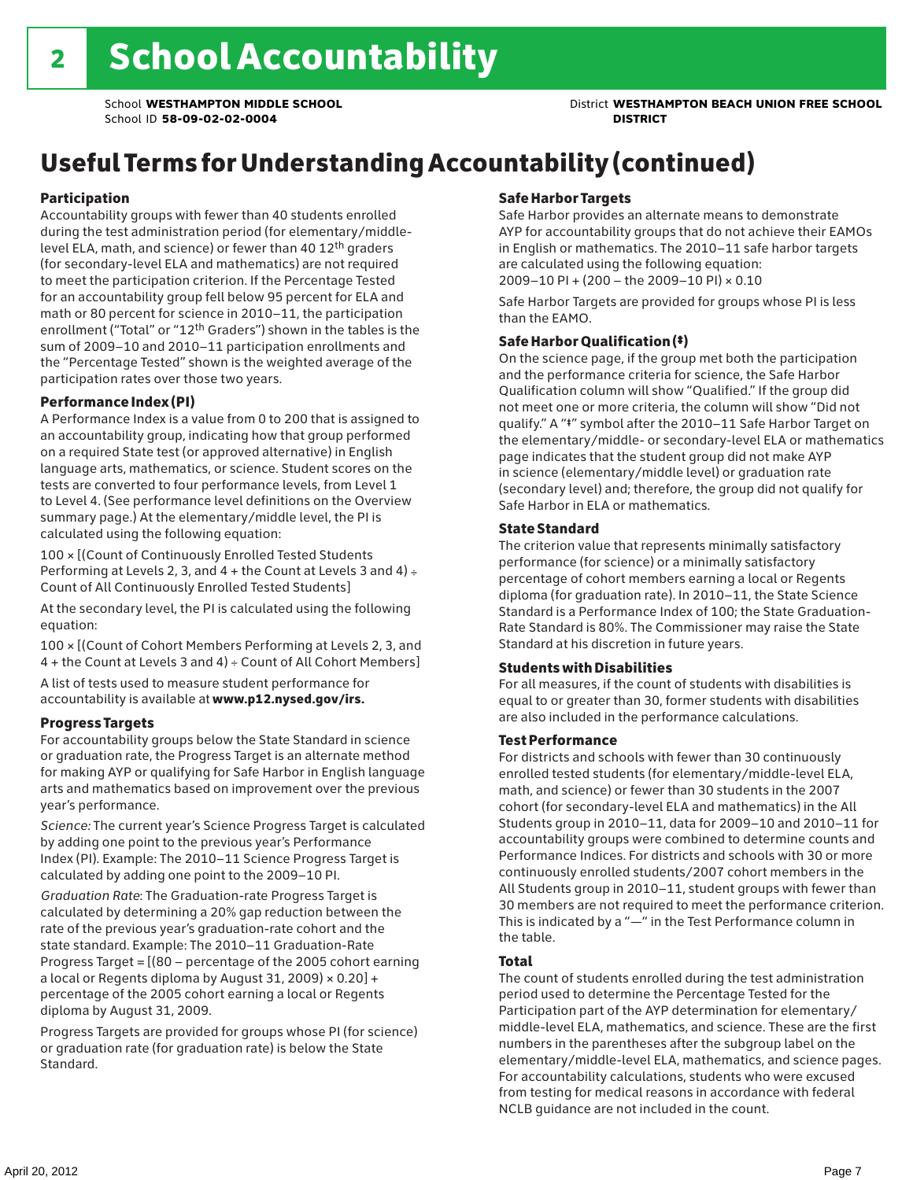# 2 School Accountability

School **WESTHAMPTON MIDDLE SCHOOL**
School ID **58-09-02-02-0004**

District **WESTHAMPTON BEACH UNION FREE SCHOOL DISTRICT**

## Useful Terms for Understanding Accountability (continued)

### Participation

Accountability groups with fewer than 40 students enrolled during the test administration period (for elementary/middle-level ELA, math, and science) or fewer than 40 12th graders (for secondary-level ELA and mathematics) are not required to meet the participation criterion. If the Percentage Tested for an accountability group fell below 95 percent for ELA and math or 80 percent for science in 2010–11, the participation enrollment ("Total" or "12th Graders") shown in the tables is the sum of 2009–10 and 2010–11 participation enrollments and the "Percentage Tested" shown is the weighted average of the participation rates over those two years.

### Performance Index (PI)

A Performance Index is a value from 0 to 200 that is assigned to an accountability group, indicating how that group performed on a required State test (or approved alternative) in English language arts, mathematics, or science. Student scores on the tests are converted to four performance levels, from Level 1 to Level 4. (See performance level definitions on the Overview summary page.) At the elementary/middle level, the PI is calculated using the following equation:

100 × [(Count of Continuously Enrolled Tested Students Performing at Levels 2, 3, and 4 + the Count at Levels 3 and 4) ÷ Count of All Continuously Enrolled Tested Students]

At the secondary level, the PI is calculated using the following equation:

100 × [(Count of Cohort Members Performing at Levels 2, 3, and 4 + the Count at Levels 3 and 4) ÷ Count of All Cohort Members]

A list of tests used to measure student performance for accountability is available at **www.p12.nysed.gov/irs.**

### Progress Targets

For accountability groups below the State Standard in science or graduation rate, the Progress Target is an alternate method for making AYP or qualifying for Safe Harbor in English language arts and mathematics based on improvement over the previous year's performance.

*Science:* The current year's Science Progress Target is calculated by adding one point to the previous year's Performance Index (PI). Example: The 2010–11 Science Progress Target is calculated by adding one point to the 2009–10 PI.

*Graduation Rate*: The Graduation-rate Progress Target is calculated by determining a 20% gap reduction between the rate of the previous year's graduation-rate cohort and the state standard. Example: The 2010–11 Graduation-Rate Progress Target = [(80 – percentage of the 2005 cohort earning a local or Regents diploma by August 31, 2009) × 0.20] + percentage of the 2005 cohort earning a local or Regents diploma by August 31, 2009.

Progress Targets are provided for groups whose PI (for science) or graduation rate (for graduation rate) is below the State Standard.

### Safe Harbor Targets

Safe Harbor provides an alternate means to demonstrate AYP for accountability groups that do not achieve their EAMOs in English or mathematics. The 2010–11 safe harbor targets are calculated using the following equation:
2009–10 PI + (200 – the 2009–10 PI) × 0.10

Safe Harbor Targets are provided for groups whose PI is less than the EAMO.

### Safe Harbor Qualification (‡)

On the science page, if the group met both the participation and the performance criteria for science, the Safe Harbor Qualification column will show "Qualified." If the group did not meet one or more criteria, the column will show "Did not qualify." A "‡" symbol after the 2010–11 Safe Harbor Target on the elementary/middle- or secondary-level ELA or mathematics page indicates that the student group did not make AYP in science (elementary/middle level) or graduation rate (secondary level) and; therefore, the group did not qualify for Safe Harbor in ELA or mathematics.

### State Standard

The criterion value that represents minimally satisfactory performance (for science) or a minimally satisfactory percentage of cohort members earning a local or Regents diploma (for graduation rate). In 2010–11, the State Science Standard is a Performance Index of 100; the State Graduation-Rate Standard is 80%. The Commissioner may raise the State Standard at his discretion in future years.

### Students with Disabilities

For all measures, if the count of students with disabilities is equal to or greater than 30, former students with disabilities are also included in the performance calculations.

### Test Performance

For districts and schools with fewer than 30 continuously enrolled tested students (for elementary/middle-level ELA, math, and science) or fewer than 30 students in the 2007 cohort (for secondary-level ELA and mathematics) in the All Students group in 2010–11, data for 2009–10 and 2010–11 for accountability groups were combined to determine counts and Performance Indices. For districts and schools with 30 or more continuously enrolled students/2007 cohort members in the All Students group in 2010–11, student groups with fewer than 30 members are not required to meet the performance criterion. This is indicated by a "—" in the Test Performance column in the table.

### Total

The count of students enrolled during the test administration period used to determine the Percentage Tested for the Participation part of the AYP determination for elementary/middle-level ELA, mathematics, and science. These are the first numbers in the parentheses after the subgroup label on the elementary/middle-level ELA, mathematics, and science pages. For accountability calculations, students who were excused from testing for medical reasons in accordance with federal NCLB guidance are not included in the count.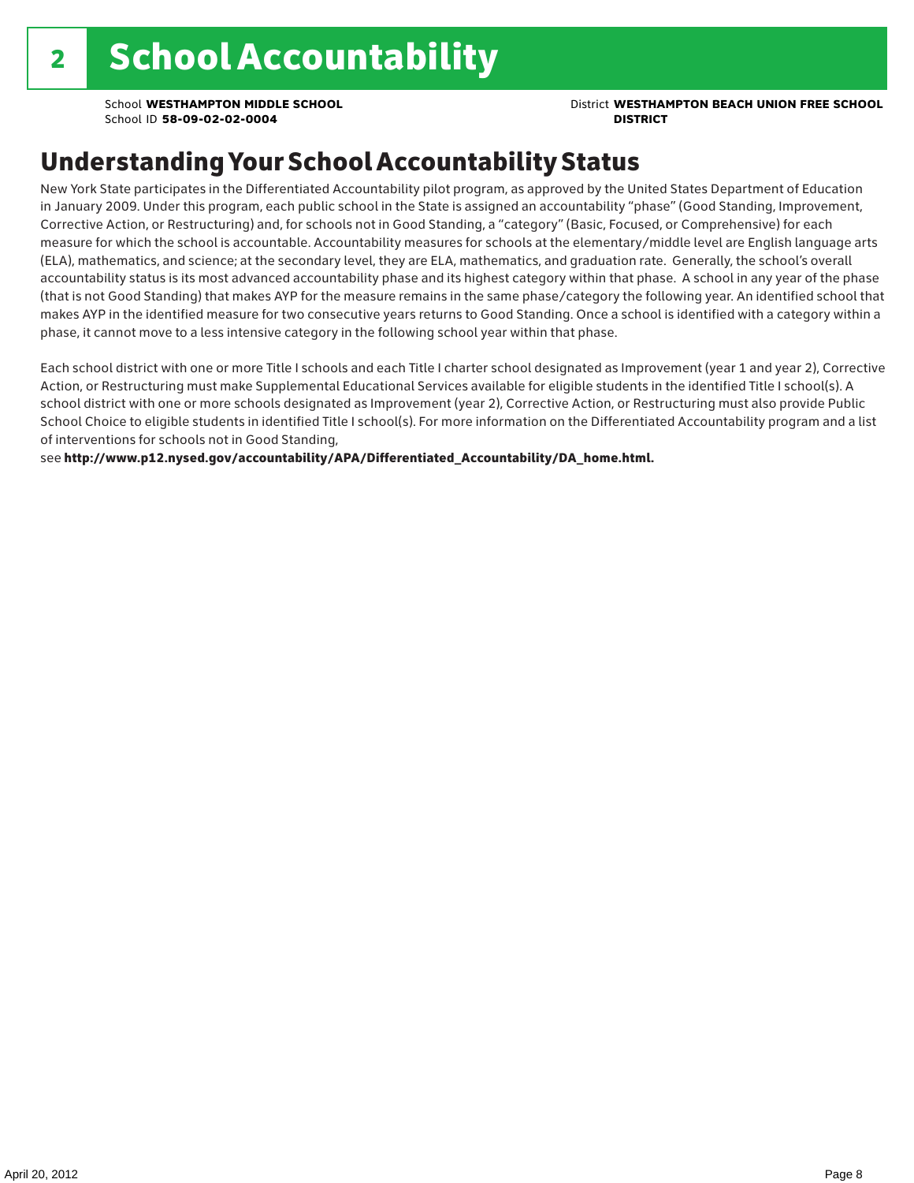# 2 School Accountability

School **WESTHAMPTON MIDDLE SCHOOL**
School ID **58-09-02-02-0004**

District **WESTHAMPTON BEACH UNION FREE SCHOOL DISTRICT**

## Understanding Your School Accountability Status

New York State participates in the Differentiated Accountability pilot program, as approved by the United States Department of Education in January 2009. Under this program, each public school in the State is assigned an accountability "phase" (Good Standing, Improvement, Corrective Action, or Restructuring) and, for schools not in Good Standing, a "category" (Basic, Focused, or Comprehensive) for each measure for which the school is accountable. Accountability measures for schools at the elementary/middle level are English language arts (ELA), mathematics, and science; at the secondary level, they are ELA, mathematics, and graduation rate. Generally, the school's overall accountability status is its most advanced accountability phase and its highest category within that phase. A school in any year of the phase (that is not Good Standing) that makes AYP for the measure remains in the same phase/category the following year. An identified school that makes AYP in the identified measure for two consecutive years returns to Good Standing. Once a school is identified with a category within a phase, it cannot move to a less intensive category in the following school year within that phase.

Each school district with one or more Title I schools and each Title I charter school designated as Improvement (year 1 and year 2), Corrective Action, or Restructuring must make Supplemental Educational Services available for eligible students in the identified Title I school(s). A school district with one or more schools designated as Improvement (year 2), Corrective Action, or Restructuring must also provide Public School Choice to eligible students in identified Title I school(s). For more information on the Differentiated Accountability program and a list of interventions for schools not in Good Standing,
see **http://www.p12.nysed.gov/accountability/APA/Differentiated_Accountability/DA_home.html.**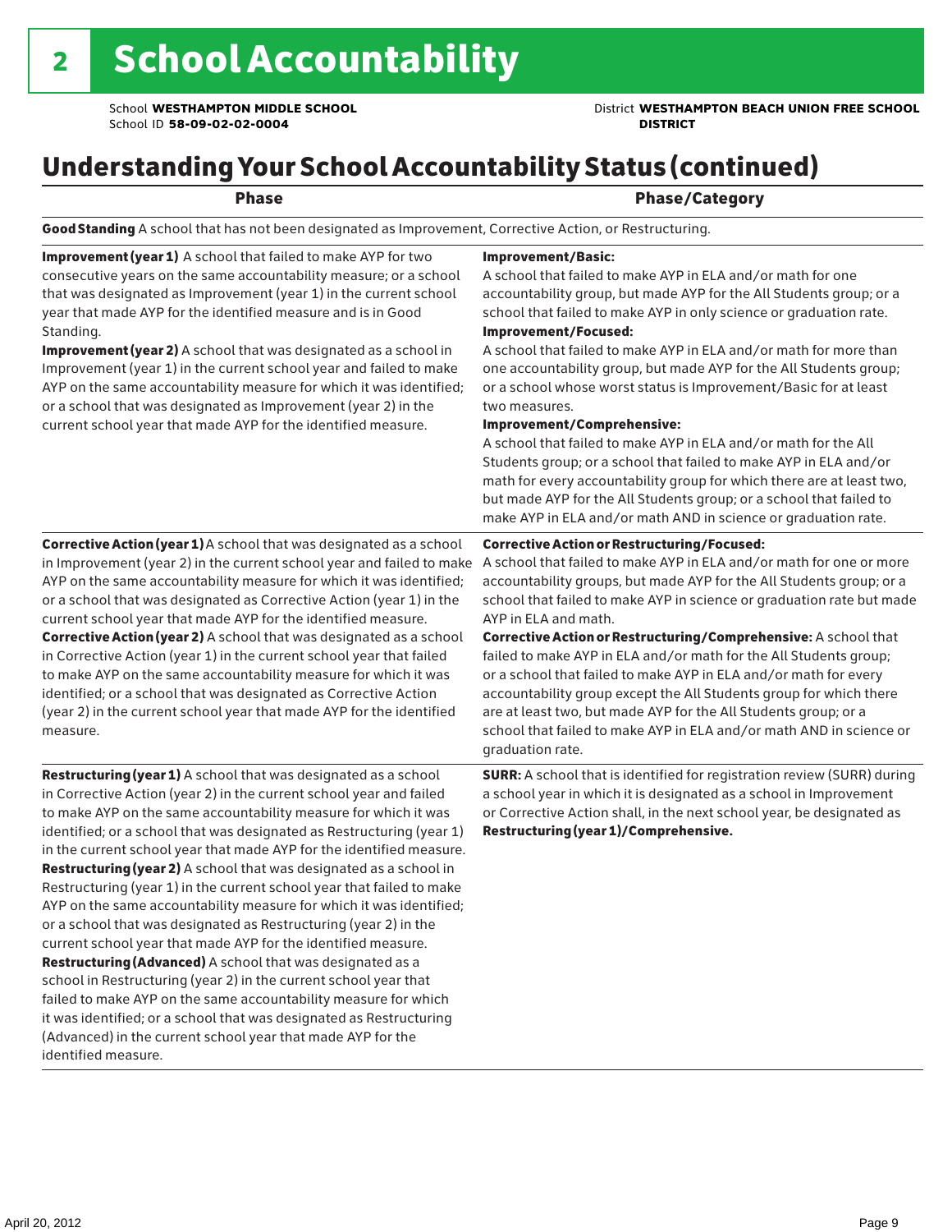# 2 School Accountability

School **WESTHAMPTON MIDDLE SCHOOL**
School ID **58-09-02-02-0004**

District **WESTHAMPTON BEACH UNION FREE SCHOOL DISTRICT**

## Understanding Your School Accountability Status (continued)

| Phase | Phase/Category |
|---|---|
| **Good Standing** A school that has not been designated as Improvement, Corrective Action, or Restructuring. | |
| **Improvement (year 1)** A school that failed to make AYP for two consecutive years on the same accountability measure; or a school that was designated as Improvement (year 1) in the current school year that made AYP for the identified measure and is in Good Standing.<br>**Improvement (year 2)** A school that was designated as a school in Improvement (year 1) in the current school year and failed to make AYP on the same accountability measure for which it was identified; or a school that was designated as Improvement (year 2) in the current school year that made AYP for the identified measure. | **Improvement/Basic:**<br>A school that failed to make AYP in ELA and/or math for one accountability group, but made AYP for the All Students group; or a school that failed to make AYP in only science or graduation rate.<br>**Improvement/Focused:**<br>A school that failed to make AYP in ELA and/or math for more than one accountability group, but made AYP for the All Students group; or a school whose worst status is Improvement/Basic for at least two measures.<br>**Improvement/Comprehensive:**<br>A school that failed to make AYP in ELA and/or math for the All Students group; or a school that failed to make AYP in ELA and/or math for every accountability group for which there are at least two, but made AYP for the All Students group; or a school that failed to make AYP in ELA and/or math AND in science or graduation rate. |
| **Corrective Action (year 1)** A school that was designated as a school in Improvement (year 2) in the current school year and failed to make AYP on the same accountability measure for which it was identified; or a school that was designated as Corrective Action (year 1) in the current school year that made AYP for the identified measure.<br>**Corrective Action (year 2)** A school that was designated as a school in Corrective Action (year 1) in the current school year that failed to make AYP on the same accountability measure for which it was identified; or a school that was designated as Corrective Action (year 2) in the current school year that made AYP for the identified measure. | **Corrective Action or Restructuring/Focused:**<br>A school that failed to make AYP in ELA and/or math for one or more accountability groups, but made AYP for the All Students group; or a school that failed to make AYP in science or graduation rate but made AYP in ELA and math.<br>**Corrective Action or Restructuring/Comprehensive:** A school that failed to make AYP in ELA and/or math for the All Students group; or a school that failed to make AYP in ELA and/or math for every accountability group except the All Students group for which there are at least two, but made AYP for the All Students group; or a school that failed to make AYP in ELA and/or math AND in science or graduation rate. |
| **Restructuring (year 1)** A school that was designated as a school in Corrective Action (year 2) in the current school year and failed to make AYP on the same accountability measure for which it was identified; or a school that was designated as Restructuring (year 1) in the current school year that made AYP for the identified measure.<br>**Restructuring (year 2)** A school that was designated as a school in Restructuring (year 1) in the current school year that failed to make AYP on the same accountability measure for which it was identified; or a school that was designated as Restructuring (year 2) in the current school year that made AYP for the identified measure.<br>**Restructuring (Advanced)** A school that was designated as a school in Restructuring (year 2) in the current school year that failed to make AYP on the same accountability measure for which it was identified; or a school that was designated as Restructuring (Advanced) in the current school year that made AYP for the identified measure. | **SURR:** A school that is identified for registration review (SURR) during a school year in which it is designated as a school in Improvement or Corrective Action shall, in the next school year, be designated as **Restructuring (year 1)/Comprehensive.** |

April 20, 2012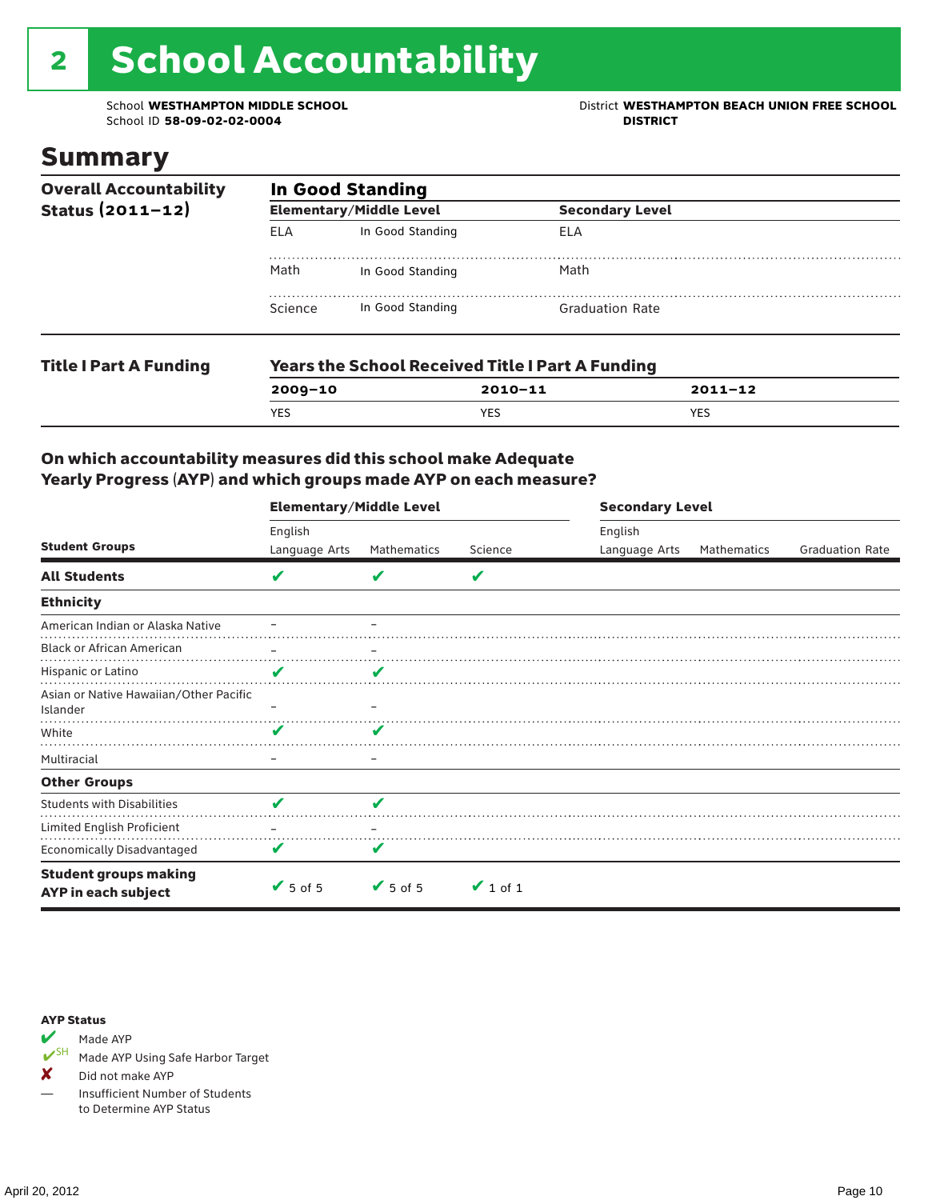# 2 School Accountability

School **WESTHAMPTON MIDDLE SCHOOL**
School ID **58-09-02-02-0004**

District **WESTHAMPTON BEACH UNION FREE SCHOOL DISTRICT**

## Summary

| Overall Accountability Status (2011–12) | In Good Standing | | | |
|---|---|---|---|---|
| | **Elementary/Middle Level** | | **Secondary Level** | |
| | ELA | In Good Standing | ELA | |
| | Math | In Good Standing | Math | |
| | Science | In Good Standing | Graduation Rate | |

| Title I Part A Funding | Years the School Received Title I Part A Funding | | |
|---|---|---|---|
| | **2009–10** | **2010–11** | **2011–12** |
| | YES | YES | YES |

### On which accountability measures did this school make Adequate Yearly Progress (AYP) and which groups made AYP on each measure?

| Student Groups | Elementary/Middle Level: English Language Arts | Elementary/Middle Level: Mathematics | Elementary/Middle Level: Science | Secondary Level: English Language Arts | Secondary Level: Mathematics | Secondary Level: Graduation Rate |
|---|---|---|---|---|---|---|
| **All Students** | ✔ | ✔ | ✔ | | | |
| **Ethnicity** | | | | | | |
| American Indian or Alaska Native | – | – | | | | |
| Black or African American | – | – | | | | |
| Hispanic or Latino | ✔ | ✔ | | | | |
| Asian or Native Hawaiian/Other Pacific Islander | – | – | | | | |
| White | ✔ | ✔ | | | | |
| Multiracial | – | – | | | | |
| **Other Groups** | | | | | | |
| Students with Disabilities | ✔ | ✔ | | | | |
| Limited English Proficient | – | – | | | | |
| Economically Disadvantaged | ✔ | ✔ | | | | |
| **Student groups making AYP in each subject** | ✔ 5 of 5 | ✔ 5 of 5 | ✔ 1 of 1 | | | |

**AYP Status**

- ✔ Made AYP
- ✔SH Made AYP Using Safe Harbor Target
- ✘ Did not make AYP
- — Insufficient Number of Students to Determine AYP Status

April 20, 2012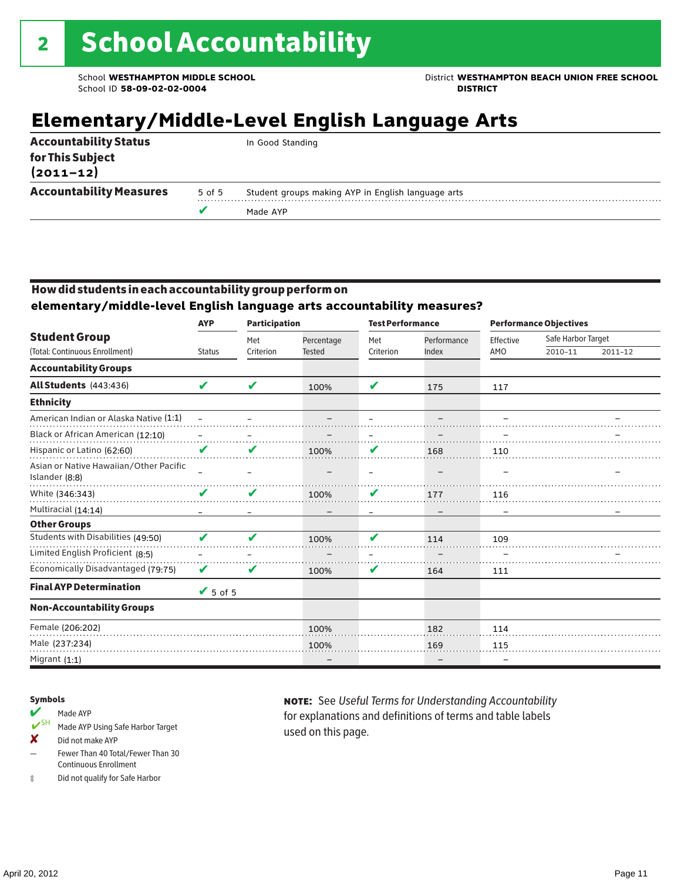# 2 School Accountability

School **WESTHAMPTON MIDDLE SCHOOL**
School ID **58-09-02-02-0004**

District **WESTHAMPTON BEACH UNION FREE SCHOOL DISTRICT**

## Elementary/Middle-Level English Language Arts

| | | |
|---|---|---|
| **Accountability Status for This Subject (2011–12)** | | In Good Standing |
| **Accountability Measures** | 5 of 5 | Student groups making AYP in English language arts |
| | ✔ | Made AYP |

### How did students in each accountability group perform on elementary/middle-level English language arts accountability measures?

| Student Group (Total: Continuous Enrollment) | AYP Status | Participation: Met Criterion | Participation: Percentage Tested | Test Performance: Met Criterion | Test Performance: Performance Index | Performance Objectives: Effective AMO | Safe Harbor Target 2010–11 | Safe Harbor Target 2011–12 |
|---|---|---|---|---|---|---|---|---|
| **Accountability Groups** | | | | | | | | |
| **All Students** (443:436) | ✔ | ✔ | 100% | ✔ | 175 | 117 | | |
| **Ethnicity** | | | | | | | | |
| American Indian or Alaska Native (1:1) | – | – | – | – | – | – | | – |
| Black or African American (12:10) | – | – | – | – | – | – | | – |
| Hispanic or Latino (62:60) | ✔ | ✔ | 100% | ✔ | 168 | 110 | | |
| Asian or Native Hawaiian/Other Pacific Islander (8:8) | – | – | – | – | – | – | | – |
| White (346:343) | ✔ | ✔ | 100% | ✔ | 177 | 116 | | |
| Multiracial (14:14) | – | – | – | – | – | – | | – |
| **Other Groups** | | | | | | | | |
| Students with Disabilities (49:50) | ✔ | ✔ | 100% | ✔ | 114 | 109 | | |
| Limited English Proficient (8:5) | – | – | – | – | – | – | | – |
| Economically Disadvantaged (79:75) | ✔ | ✔ | 100% | ✔ | 164 | 111 | | |
| **Final AYP Determination** | ✔ 5 of 5 | | | | | | | |
| **Non-Accountability Groups** | | | | | | | | |
| Female (206:202) | | | 100% | | 182 | 114 | | |
| Male (237:234) | | | 100% | | 169 | 115 | | |
| Migrant (1:1) | | | – | | – | – | | |

**Symbols**

- ✔ Made AYP
- ✔SH Made AYP Using Safe Harbor Target
- ✘ Did not make AYP
- – Fewer Than 40 Total/Fewer Than 30 Continuous Enrollment
- ‡ Did not qualify for Safe Harbor

**NOTE:** See *Useful Terms for Understanding Accountability* for explanations and definitions of terms and table labels used on this page.

April 20, 2012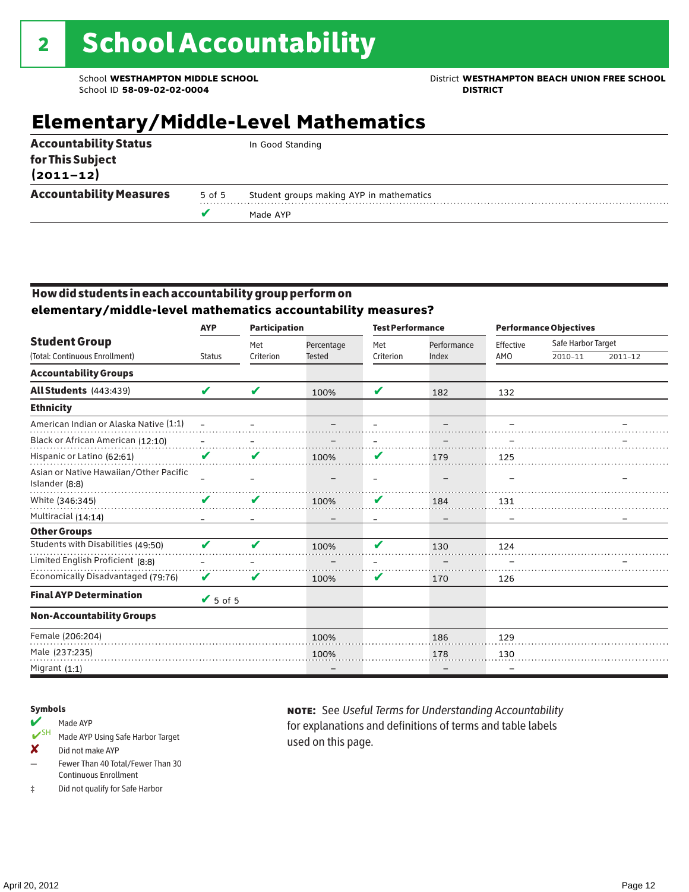# 2 School Accountability

School **WESTHAMPTON MIDDLE SCHOOL**
School ID **58-09-02-02-0004**

District **WESTHAMPTON BEACH UNION FREE SCHOOL DISTRICT**

## Elementary/Middle-Level Mathematics

| | | |
|---|---|---|
| **Accountability Status for This Subject (2011–12)** | | In Good Standing |
| **Accountability Measures** | 5 of 5 | Student groups making AYP in mathematics |
| | ✔ | Made AYP |

### How did students in each accountability group perform on elementary/middle-level mathematics accountability measures?

| Student Group | AYP | Participation | | Test Performance | | Performance Objectives | | |
|---|---|---|---|---|---|---|---|---|
| (Total: Continuous Enrollment) | Status | Met Criterion | Percentage Tested | Met Criterion | Performance Index | Effective AMO | Safe Harbor Target 2010–11 | Safe Harbor Target 2011–12 |
| **Accountability Groups** | | | | | | | | |
| **All Students** (443:439) | ✔ | ✔ | 100% | ✔ | 182 | 132 | | |
| **Ethnicity** | | | | | | | | |
| American Indian or Alaska Native (1:1) | – | – | – | – | – | – | | – |
| Black or African American (12:10) | – | – | – | – | – | – | | – |
| Hispanic or Latino (62:61) | ✔ | ✔ | 100% | ✔ | 179 | 125 | | |
| Asian or Native Hawaiian/Other Pacific Islander (8:8) | – | – | – | – | – | – | | – |
| White (346:345) | ✔ | ✔ | 100% | ✔ | 184 | 131 | | |
| Multiracial (14:14) | – | – | – | – | – | – | | – |
| **Other Groups** | | | | | | | | |
| Students with Disabilities (49:50) | ✔ | ✔ | 100% | ✔ | 130 | 124 | | |
| Limited English Proficient (8:8) | – | – | – | – | – | – | | – |
| Economically Disadvantaged (79:76) | ✔ | ✔ | 100% | ✔ | 170 | 126 | | |
| **Final AYP Determination** | ✔ 5 of 5 | | | | | | | |
| **Non-Accountability Groups** | | | | | | | | |
| Female (206:204) | | | 100% | | 186 | 129 | | |
| Male (237:235) | | | 100% | | 178 | 130 | | |
| Migrant (1:1) | | | – | | – | – | | |

**Symbols**

- ✔ Made AYP
- ✔SH Made AYP Using Safe Harbor Target
- ✘ Did not make AYP
- – Fewer Than 40 Total/Fewer Than 30 Continuous Enrollment
- ‡ Did not qualify for Safe Harbor

**NOTE:** See *Useful Terms for Understanding Accountability* for explanations and definitions of terms and table labels used on this page.

April 20, 2012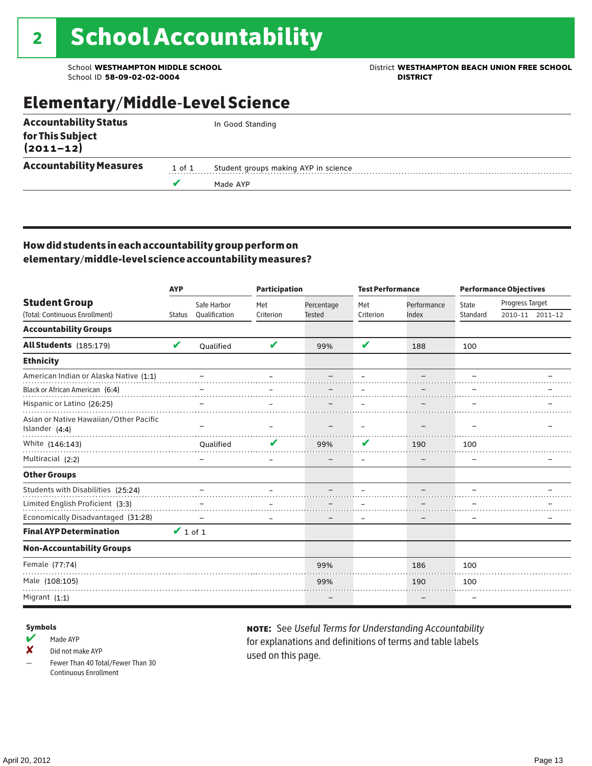# 2 School Accountability

School **WESTHAMPTON MIDDLE SCHOOL**
School ID **58-09-02-02-0004**

District **WESTHAMPTON BEACH UNION FREE SCHOOL DISTRICT**

## Elementary/Middle-Level Science

| | | |
|---|---|---|
| **Accountability Status for This Subject (2011–12)** | | In Good Standing |
| **Accountability Measures** | 1 of 1 | Student groups making AYP in science |
| | ✔ | Made AYP |

### How did students in each accountability group perform on elementary/middle-level science accountability measures?

| Student Group (Total: Continuous Enrollment) | AYP Status | AYP Safe Harbor Qualification | Participation Met Criterion | Participation Percentage Tested | Test Performance Met Criterion | Test Performance Performance Index | Performance Objectives State Standard | Progress Target 2010–11 | Progress Target 2011–12 |
|---|---|---|---|---|---|---|---|---|---|
| **Accountability Groups** | | | | | | | | | |
| **All Students** (185:179) | ✔ | Qualified | ✔ | 99% | ✔ | 188 | 100 | | |
| **Ethnicity** | | | | | | | | | |
| American Indian or Alaska Native (1:1) | | – | – | – | – | – | – | | – |
| Black or African American (6:4) | | – | – | – | – | – | – | | – |
| Hispanic or Latino (26:25) | | – | – | – | – | – | – | | – |
| Asian or Native Hawaiian/Other Pacific Islander (4:4) | | – | – | – | – | – | – | | – |
| White (146:143) | | Qualified | ✔ | 99% | ✔ | 190 | 100 | | |
| Multiracial (2:2) | | – | – | – | – | – | – | | – |
| **Other Groups** | | | | | | | | | |
| Students with Disabilities (25:24) | | – | – | – | – | – | – | | – |
| Limited English Proficient (3:3) | | – | – | – | – | – | – | | – |
| Economically Disadvantaged (31:28) | | – | – | – | – | – | – | | – |
| **Final AYP Determination** | ✔ 1 of 1 | | | | | | | | |
| **Non-Accountability Groups** | | | | | | | | | |
| Female (77:74) | | | | 99% | | 186 | 100 | | |
| Male (108:105) | | | | 99% | | 190 | 100 | | |
| Migrant (1:1) | | | | – | | – | – | | |

**Symbols**

- ✔ Made AYP
- ✘ Did not make AYP
- – Fewer Than 40 Total/Fewer Than 30 Continuous Enrollment

**NOTE:** See *Useful Terms for Understanding Accountability* for explanations and definitions of terms and table labels used on this page.

April 20, 2012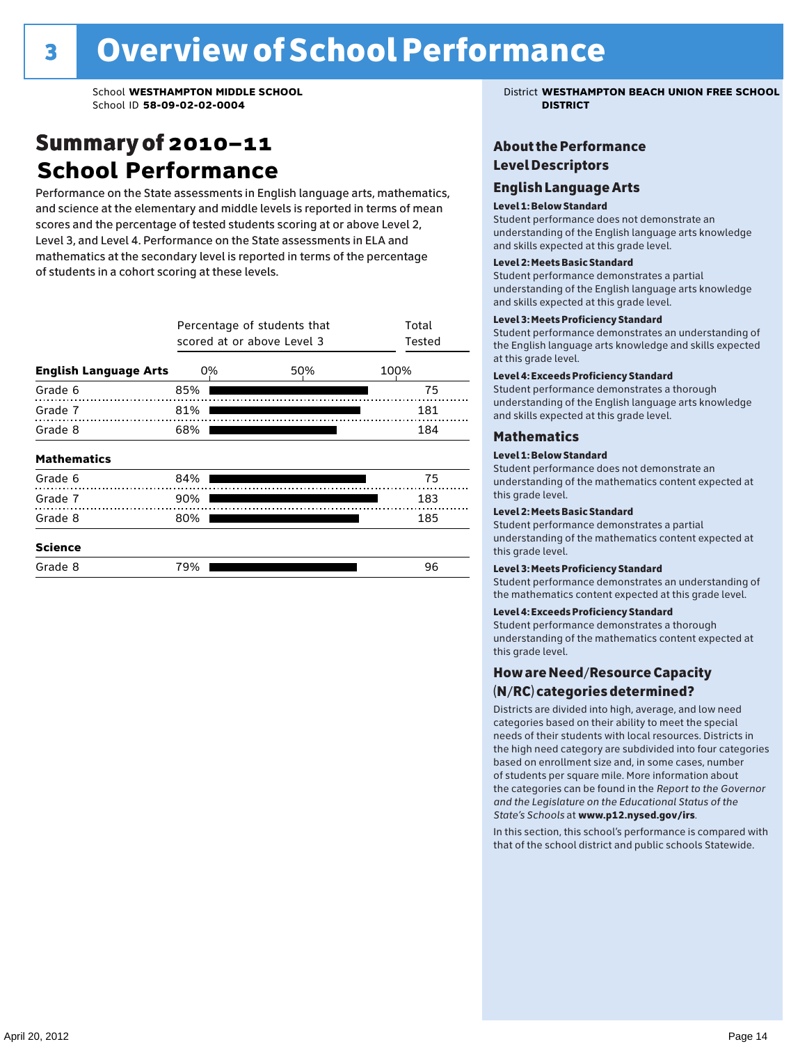# 3 Overview of School Performance

School **WESTHAMPTON MIDDLE SCHOOL**
School ID **58-09-02-02-0004**

District **WESTHAMPTON BEACH UNION FREE SCHOOL DISTRICT**

## Summary of 2010–11 School Performance

Performance on the State assessments in English language arts, mathematics, and science at the elementary and middle levels is reported in terms of mean scores and the percentage of tested students scoring at or above Level 2, Level 3, and Level 4. Performance on the State assessments in ELA and mathematics at the secondary level is reported in terms of the percentage of students in a cohort scoring at these levels.

| | Percentage of students that scored at or above Level 3 | Total Tested |
|---|---|---|
| **English Language Arts** | | |
| Grade 6 | 85% | 75 |
| Grade 7 | 81% | 181 |
| Grade 8 | 68% | 184 |
| **Mathematics** | | |
| Grade 6 | 84% | 75 |
| Grade 7 | 90% | 183 |
| Grade 8 | 80% | 185 |
| **Science** | | |
| Grade 8 | 79% | 96 |

## About the Performance Level Descriptors

### English Language Arts

**Level 1: Below Standard**
Student performance does not demonstrate an understanding of the English language arts knowledge and skills expected at this grade level.

**Level 2: Meets Basic Standard**
Student performance demonstrates a partial understanding of the English language arts knowledge and skills expected at this grade level.

**Level 3: Meets Proficiency Standard**
Student performance demonstrates an understanding of the English language arts knowledge and skills expected at this grade level.

**Level 4: Exceeds Proficiency Standard**
Student performance demonstrates a thorough understanding of the English language arts knowledge and skills expected at this grade level.

### Mathematics

**Level 1: Below Standard**
Student performance does not demonstrate an understanding of the mathematics content expected at this grade level.

**Level 2: Meets Basic Standard**
Student performance demonstrates a partial understanding of the mathematics content expected at this grade level.

**Level 3: Meets Proficiency Standard**
Student performance demonstrates an understanding of the mathematics content expected at this grade level.

**Level 4: Exceeds Proficiency Standard**
Student performance demonstrates a thorough understanding of the mathematics content expected at this grade level.

## How are Need/Resource Capacity (N/RC) categories determined?

Districts are divided into high, average, and low need categories based on their ability to meet the special needs of their students with local resources. Districts in the high need category are subdivided into four categories based on enrollment size and, in some cases, number of students per square mile. More information about the categories can be found in the *Report to the Governor and the Legislature on the Educational Status of the State's Schools* at **www.p12.nysed.gov/irs**.

In this section, this school's performance is compared with that of the school district and public schools Statewide.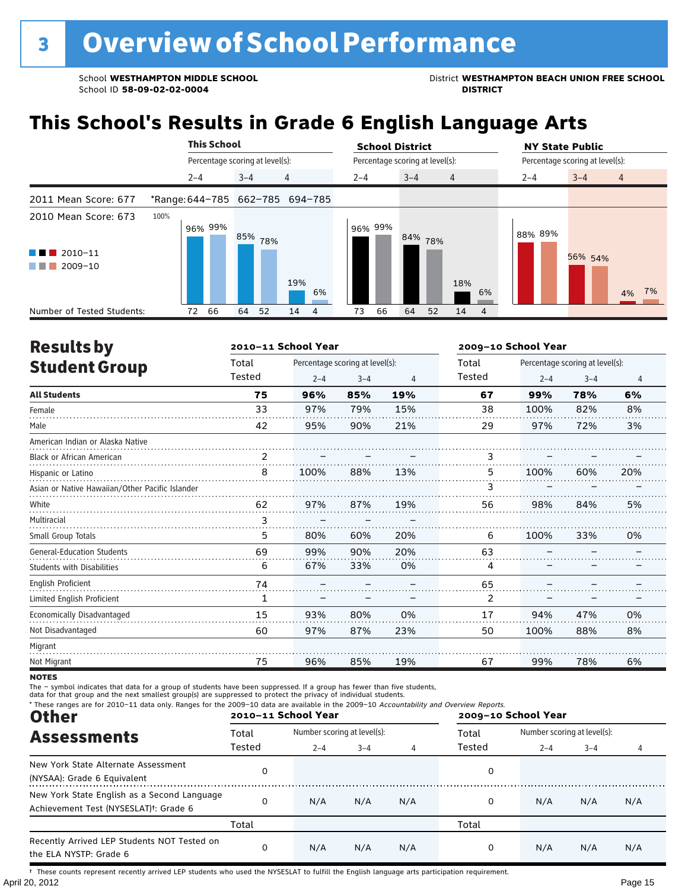# 3 Overview of School Performance

School **WESTHAMPTON MIDDLE SCHOOL**
School ID **58-09-02-02-0004**

District **WESTHAMPTON BEACH UNION FREE SCHOOL DISTRICT**

## This School's Results in Grade 6 English Language Arts

| | This School | | | School District | | | NY State Public | | |
|---|---|---|---|---|---|---|---|---|---|
| | Percentage scoring at level(s): | | | Percentage scoring at level(s): | | | Percentage scoring at level(s): | | |
| | 2–4 | 3–4 | 4 | 2–4 | 3–4 | 4 | 2–4 | 3–4 | 4 |
| 2011 Mean Score: 677 | *Range: 644–785 | 662–785 | 694–785 | | | | | | |
| 2010 Mean Score: 673 | | | | | | | | | |
| 2010–11 | 96% | 85% | 19% | 96% | 84% | 18% | 88% | 56% | 4% |
| 2009–10 | 99% | 78% | 6% | 99% | 78% | 6% | 89% | 54% | 7% |
| Number of Tested Students: 2010–11 | 72 | 64 | 14 | 73 | 64 | 14 | | | |
| Number of Tested Students: 2009–10 | 66 | 52 | 4 | 66 | 52 | 4 | | | |

## Results by Student Group

| | 2010–11 School Year | | | | 2009–10 School Year | | | |
|---|---|---|---|---|---|---|---|---|
| | Total Tested | Percentage scoring at level(s): 2–4 | 3–4 | 4 | Total Tested | Percentage scoring at level(s): 2–4 | 3–4 | 4 |
| **All Students** | **75** | **96%** | **85%** | **19%** | **67** | **99%** | **78%** | **6%** |
| Female | 33 | 97% | 79% | 15% | 38 | 100% | 82% | 8% |
| Male | 42 | 95% | 90% | 21% | 29 | 97% | 72% | 3% |
| American Indian or Alaska Native | | | | | | | | |
| Black or African American | 2 | – | – | – | 3 | – | – | – |
| Hispanic or Latino | 8 | 100% | 88% | 13% | 5 | 100% | 60% | 20% |
| Asian or Native Hawaiian/Other Pacific Islander | | | | | 3 | – | – | – |
| White | 62 | 97% | 87% | 19% | 56 | 98% | 84% | 5% |
| Multiracial | 3 | – | – | – | | | | |
| Small Group Totals | 5 | 80% | 60% | 20% | 6 | 100% | 33% | 0% |
| General-Education Students | 69 | 99% | 90% | 20% | 63 | – | – | – |
| Students with Disabilities | 6 | 67% | 33% | 0% | 4 | – | – | – |
| English Proficient | 74 | – | – | – | 65 | – | – | – |
| Limited English Proficient | 1 | – | – | – | 2 | – | – | – |
| Economically Disadvantaged | 15 | 93% | 80% | 0% | 17 | 94% | 47% | 0% |
| Not Disadvantaged | 60 | 97% | 87% | 23% | 50 | 100% | 88% | 8% |
| Migrant | | | | | | | | |
| Not Migrant | 75 | 96% | 85% | 19% | 67 | 99% | 78% | 6% |

**NOTES**

The – symbol indicates that data for a group of students have been suppressed. If a group has fewer than five students, data for that group and the next smallest group(s) are suppressed to protect the privacy of individual students.

\* These ranges are for 2010–11 data only. Ranges for the 2009–10 data are available in the 2009–10 *Accountability and Overview Reports.*

## Other Assessments

| | 2010–11 School Year | | | | 2009–10 School Year | | | |
|---|---|---|---|---|---|---|---|---|
| | Total Tested | Number scoring at level(s): 2–4 | 3–4 | 4 | Total Tested | Number scoring at level(s): 2–4 | 3–4 | 4 |
| New York State Alternate Assessment (NYSAA): Grade 6 Equivalent | 0 | | | | 0 | | | |
| New York State English as a Second Language Achievement Test (NYSESLAT)†: Grade 6 | 0 | N/A | N/A | N/A | 0 | N/A | N/A | N/A |
| | Total | | | | Total | | | |
| Recently Arrived LEP Students NOT Tested on the ELA NYSTP: Grade 6 | 0 | N/A | N/A | N/A | 0 | N/A | N/A | N/A |

† These counts represent recently arrived LEP students who used the NYSESLAT to fulfill the English language arts participation requirement.

April 20, 2012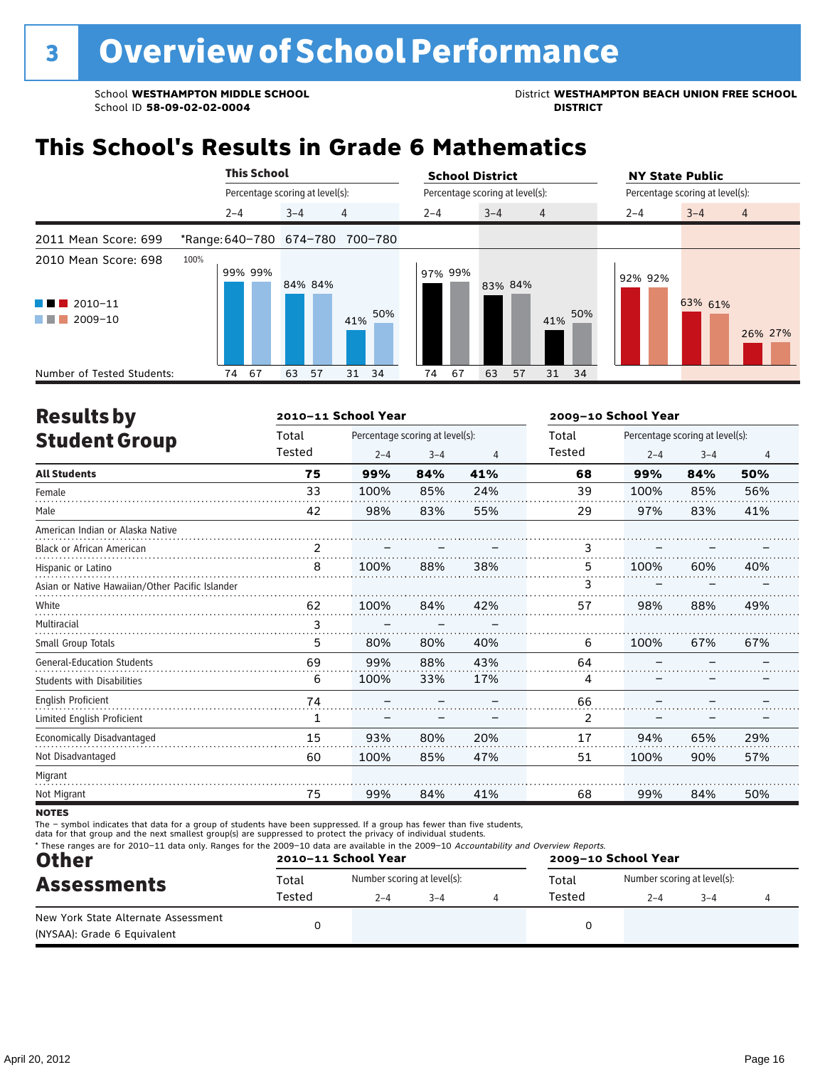# 3 Overview of School Performance

School **WESTHAMPTON MIDDLE SCHOOL**
School ID **58-09-02-02-0004**

District **WESTHAMPTON BEACH UNION FREE SCHOOL DISTRICT**

## This School's Results in Grade 6 Mathematics

2011 Mean Score: 699 — *Range: 640–780 (2–4), 674–780 (3–4), 700–780 (4)

2010 Mean Score: 698

| | This School 2–4 | | This School 3–4 | | This School 4 | | School District 2–4 | | School District 3–4 | | School District 4 | | NY State Public 2–4 | | NY State Public 3–4 | | NY State Public 4 | |
|---|---|---|---|---|---|---|---|---|---|---|---|---|---|---|---|---|---|---|
| | 2010–11 | 2009–10 | 2010–11 | 2009–10 | 2010–11 | 2009–10 | 2010–11 | 2009–10 | 2010–11 | 2009–10 | 2010–11 | 2009–10 | 2010–11 | 2009–10 | 2010–11 | 2009–10 | 2010–11 | 2009–10 |
| Percentage | 99% | 99% | 84% | 84% | 41% | 50% | 97% | 99% | 83% | 84% | 41% | 50% | 92% | 92% | 63% | 61% | 26% | 27% |
| Number of Tested Students | 74 | 67 | 63 | 57 | 31 | 34 | 74 | 67 | 63 | 57 | 31 | 34 | | | | | | |

## Results by Student Group

| | 2010–11 Total Tested | 2–4 | 3–4 | 4 | 2009–10 Total Tested | 2–4 | 3–4 | 4 |
|---|---|---|---|---|---|---|---|---|
| **All Students** | **75** | **99%** | **84%** | **41%** | **68** | **99%** | **84%** | **50%** |
| Female | 33 | 100% | 85% | 24% | 39 | 100% | 85% | 56% |
| Male | 42 | 98% | 83% | 55% | 29 | 97% | 83% | 41% |
| American Indian or Alaska Native | | | | | | | | |
| Black or African American | 2 | – | – | – | 3 | – | – | – |
| Hispanic or Latino | 8 | 100% | 88% | 38% | 5 | 100% | 60% | 40% |
| Asian or Native Hawaiian/Other Pacific Islander | | | | | 3 | – | – | – |
| White | 62 | 100% | 84% | 42% | 57 | 98% | 88% | 49% |
| Multiracial | 3 | – | – | – | | | | |
| Small Group Totals | 5 | 80% | 80% | 40% | 6 | 100% | 67% | 67% |
| General-Education Students | 69 | 99% | 88% | 43% | 64 | – | – | – |
| Students with Disabilities | 6 | 100% | 33% | 17% | 4 | – | – | – |
| English Proficient | 74 | – | – | – | 66 | – | – | – |
| Limited English Proficient | 1 | – | – | – | 2 | – | – | – |
| Economically Disadvantaged | 15 | 93% | 80% | 20% | 17 | 94% | 65% | 29% |
| Not Disadvantaged | 60 | 100% | 85% | 47% | 51 | 100% | 90% | 57% |
| Migrant | | | | | | | | |
| Not Migrant | 75 | 99% | 84% | 41% | 68 | 99% | 84% | 50% |

**NOTES**

The – symbol indicates that data for a group of students have been suppressed. If a group has fewer than five students, data for that group and the next smallest group(s) are suppressed to protect the privacy of individual students.

\* These ranges are for 2010–11 data only. Ranges for the 2009–10 data are available in the 2009–10 *Accountability and Overview Reports.*

## Other Assessments

| | 2010–11 Total Tested | 2–4 | 3–4 | 4 | 2009–10 Total Tested | 2–4 | 3–4 | 4 |
|---|---|---|---|---|---|---|---|---|
| New York State Alternate Assessment (NYSAA): Grade 6 Equivalent | 0 | | | | 0 | | | |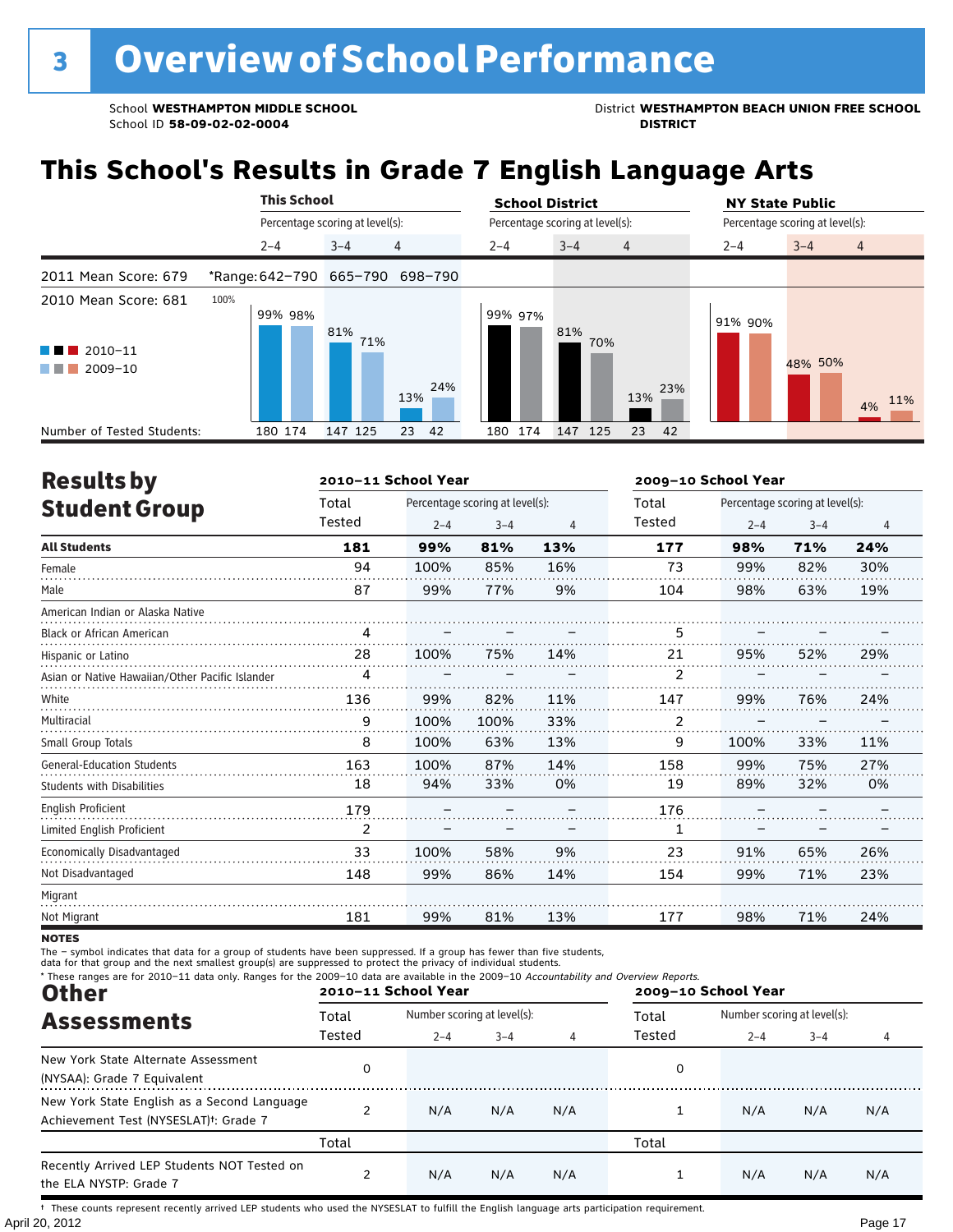# 3 Overview of School Performance

School **WESTHAMPTON MIDDLE SCHOOL**
School ID **58-09-02-02-0004**

District **WESTHAMPTON BEACH UNION FREE SCHOOL DISTRICT**

## This School's Results in Grade 7 English Language Arts

2011 Mean Score: 679 — *Range: 642–790 | 665–790 | 698–790

2010 Mean Score: 681

■■■ 2010–11
■■■ 2009–10

| | This School 2–4 | This School 3–4 | This School 4 | School District 2–4 | School District 3–4 | School District 4 | NY State Public 2–4 | NY State Public 3–4 | NY State Public 4 |
|---|---|---|---|---|---|---|---|---|---|
| 2010–11 | 99% | 81% | 13% | 99% | 81% | 13% | 91% | 48% | 4% |
| 2009–10 | 98% | 71% | 24% | 97% | 70% | 23% | 90% | 50% | 11% |
| Number of Tested Students: | 180 174 | 147 125 | 23 42 | 180 174 | 147 125 | 23 42 | | | |

## Results by Student Group

| | 2010–11 School Year Total Tested | 2–4 | 3–4 | 4 | 2009–10 School Year Total Tested | 2–4 | 3–4 | 4 |
|---|---|---|---|---|---|---|---|---|
| **All Students** | **181** | **99%** | **81%** | **13%** | **177** | **98%** | **71%** | **24%** |
| Female | 94 | 100% | 85% | 16% | 73 | 99% | 82% | 30% |
| Male | 87 | 99% | 77% | 9% | 104 | 98% | 63% | 19% |
| American Indian or Alaska Native | | | | | | | | |
| Black or African American | 4 | – | – | – | 5 | – | – | – |
| Hispanic or Latino | 28 | 100% | 75% | 14% | 21 | 95% | 52% | 29% |
| Asian or Native Hawaiian/Other Pacific Islander | 4 | – | – | – | 2 | – | – | – |
| White | 136 | 99% | 82% | 11% | 147 | 99% | 76% | 24% |
| Multiracial | 9 | 100% | 100% | 33% | 2 | – | – | – |
| Small Group Totals | 8 | 100% | 63% | 13% | 9 | 100% | 33% | 11% |
| General-Education Students | 163 | 100% | 87% | 14% | 158 | 99% | 75% | 27% |
| Students with Disabilities | 18 | 94% | 33% | 0% | 19 | 89% | 32% | 0% |
| English Proficient | 179 | – | – | – | 176 | – | – | – |
| Limited English Proficient | 2 | – | – | – | 1 | – | – | – |
| Economically Disadvantaged | 33 | 100% | 58% | 9% | 23 | 91% | 65% | 26% |
| Not Disadvantaged | 148 | 99% | 86% | 14% | 154 | 99% | 71% | 23% |
| Migrant | | | | | | | | |
| Not Migrant | 181 | 99% | 81% | 13% | 177 | 98% | 71% | 24% |

**NOTES**

The – symbol indicates that data for a group of students have been suppressed. If a group has fewer than five students, data for that group and the next smallest group(s) are suppressed to protect the privacy of individual students.

\* These ranges are for 2010–11 data only. Ranges for the 2009–10 data are available in the 2009–10 *Accountability and Overview Reports.*

## Other Assessments

| | 2010–11 School Year Total Tested | 2–4 | 3–4 | 4 | 2009–10 School Year Total Tested | 2–4 | 3–4 | 4 |
|---|---|---|---|---|---|---|---|---|
| New York State Alternate Assessment (NYSAA): Grade 7 Equivalent | 0 | | | | 0 | | | |
| New York State English as a Second Language Achievement Test (NYSESLAT)†: Grade 7 | 2 | N/A | N/A | N/A | 1 | N/A | N/A | N/A |
| | Total | | | | Total | | | |
| Recently Arrived LEP Students NOT Tested on the ELA NYSTP: Grade 7 | 2 | N/A | N/A | N/A | 1 | N/A | N/A | N/A |

† These counts represent recently arrived LEP students who used the NYSESLAT to fulfill the English language arts participation requirement.

April 20, 2012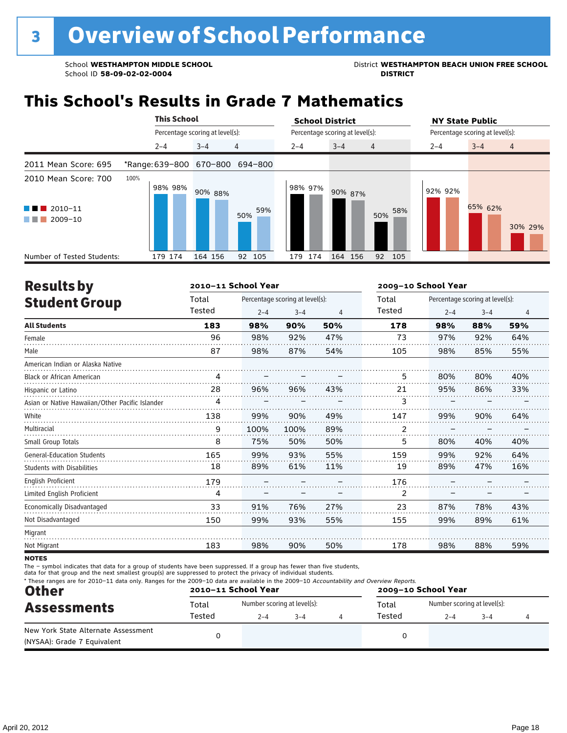# 3 Overview of School Performance

School **WESTHAMPTON MIDDLE SCHOOL**
School ID **58-09-02-02-0004**

District **WESTHAMPTON BEACH UNION FREE SCHOOL DISTRICT**

## This School's Results in Grade 7 Mathematics

| | This School | | | School District | | | NY State Public | | |
|---|---|---|---|---|---|---|---|---|---|
| | Percentage scoring at level(s): | | | Percentage scoring at level(s): | | | Percentage scoring at level(s): | | |
| | 2–4 | 3–4 | 4 | 2–4 | 3–4 | 4 | 2–4 | 3–4 | 4 |
| 2011 Mean Score: 695 | *Range: 639–800 | 670–800 | 694–800 | | | | | | |
| 2010 Mean Score: 700 | | | | | | | | | |
| 2010–11 | 98% | 90% | 50% | 98% | 90% | 50% | 92% | 65% | 30% |
| 2009–10 | 98% | 88% | 59% | 97% | 87% | 58% | 92% | 62% | 29% |
| Number of Tested Students: | 179 174 | 164 156 | 92 105 | 179 174 | 164 156 | 92 105 | | | |

## Results by Student Group

| | 2010–11 School Year | | | | 2009–10 School Year | | | |
|---|---|---|---|---|---|---|---|---|
| | Total Tested | Percentage scoring at level(s): 2–4 | 3–4 | 4 | Total Tested | Percentage scoring at level(s): 2–4 | 3–4 | 4 |
| **All Students** | **183** | **98%** | **90%** | **50%** | **178** | **98%** | **88%** | **59%** |
| Female | 96 | 98% | 92% | 47% | 73 | 97% | 92% | 64% |
| Male | 87 | 98% | 87% | 54% | 105 | 98% | 85% | 55% |
| American Indian or Alaska Native | | | | | | | | |
| Black or African American | 4 | – | – | – | 5 | 80% | 80% | 40% |
| Hispanic or Latino | 28 | 96% | 96% | 43% | 21 | 95% | 86% | 33% |
| Asian or Native Hawaiian/Other Pacific Islander | 4 | – | – | – | 3 | – | – | – |
| White | 138 | 99% | 90% | 49% | 147 | 99% | 90% | 64% |
| Multiracial | 9 | 100% | 100% | 89% | 2 | – | – | – |
| Small Group Totals | 8 | 75% | 50% | 50% | 5 | 80% | 40% | 40% |
| General-Education Students | 165 | 99% | 93% | 55% | 159 | 99% | 92% | 64% |
| Students with Disabilities | 18 | 89% | 61% | 11% | 19 | 89% | 47% | 16% |
| English Proficient | 179 | – | – | – | 176 | – | – | – |
| Limited English Proficient | 4 | – | – | – | 2 | – | – | – |
| Economically Disadvantaged | 33 | 91% | 76% | 27% | 23 | 87% | 78% | 43% |
| Not Disadvantaged | 150 | 99% | 93% | 55% | 155 | 99% | 89% | 61% |
| Migrant | | | | | | | | |
| Not Migrant | 183 | 98% | 90% | 50% | 178 | 98% | 88% | 59% |

**NOTES**

The – symbol indicates that data for a group of students have been suppressed. If a group has fewer than five students, data for that group and the next smallest group(s) are suppressed to protect the privacy of individual students.

\* These ranges are for 2010–11 data only. Ranges for the 2009–10 data are available in the 2009–10 *Accountability and Overview Reports*.

## Other Assessments

| | 2010–11 School Year | | | | 2009–10 School Year | | | |
|---|---|---|---|---|---|---|---|---|
| | Total Tested | Number scoring at level(s): 2–4 | 3–4 | 4 | Total Tested | Number scoring at level(s): 2–4 | 3–4 | 4 |
| New York State Alternate Assessment (NYSAA): Grade 7 Equivalent | 0 | | | | 0 | | | |

April 20, 2012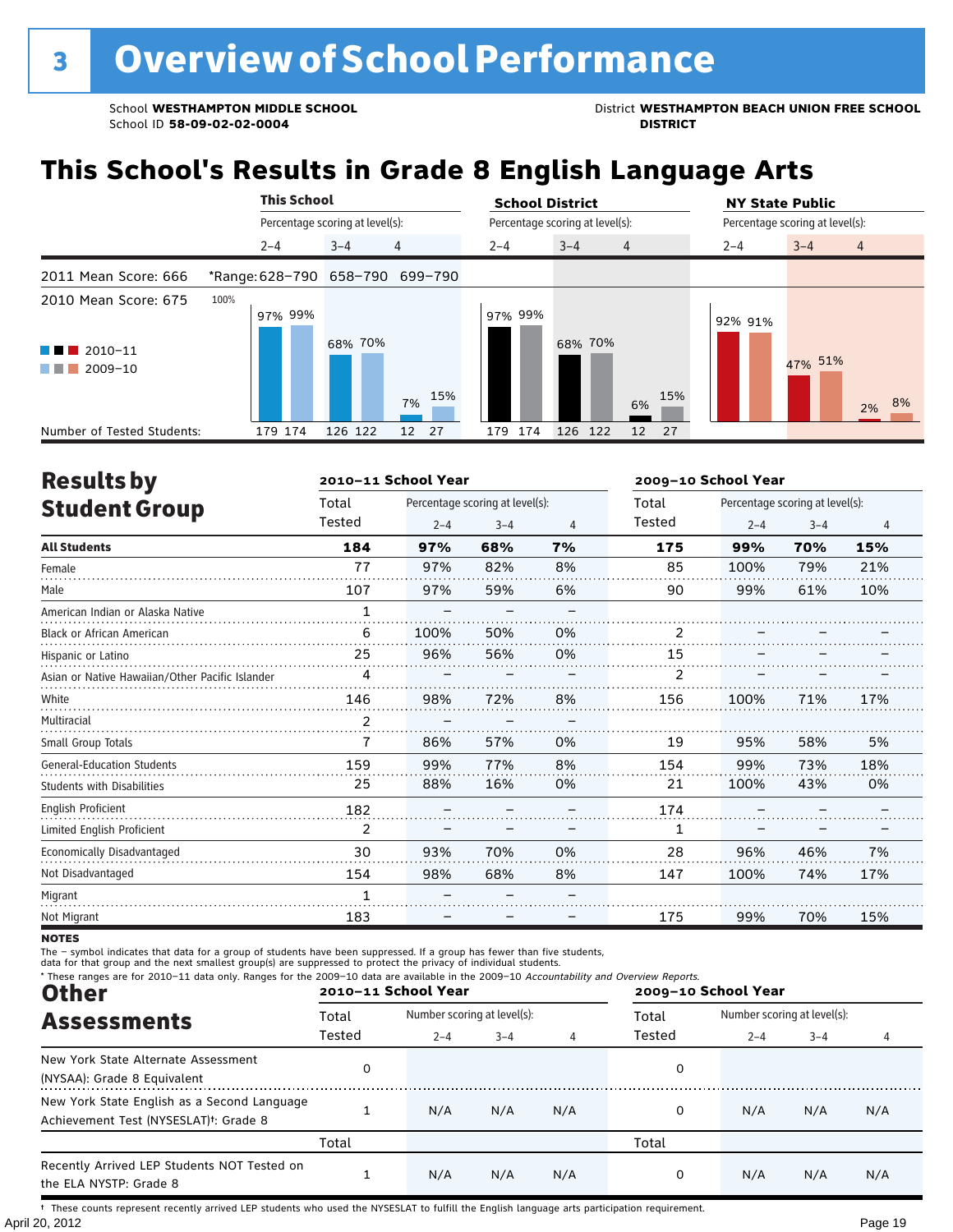# 3 Overview of School Performance

School **WESTHAMPTON MIDDLE SCHOOL**
School ID **58-09-02-02-0004**

District **WESTHAMPTON BEACH UNION FREE SCHOOL DISTRICT**

## This School's Results in Grade 8 English Language Arts

2011 Mean Score: 666
2010 Mean Score: 675

| | This School 2–4 | This School 3–4 | This School 4 | School District 2–4 | School District 3–4 | School District 4 | NY State Public 2–4 | NY State Public 3–4 | NY State Public 4 |
|---|---|---|---|---|---|---|---|---|---|
| *Range (2011) | 628–790 | 658–790 | 699–790 | | | | | | |
| 2010–11 | 97% | 68% | 7% | 97% | 68% | 6% | 92% | 47% | 2% |
| 2009–10 | 99% | 70% | 15% | 99% | 70% | 15% | 91% | 51% | 8% |
| Number of Tested Students (2010–11) | 179 | 126 | 12 | 179 | 126 | 12 | | | |
| Number of Tested Students (2009–10) | 174 | 122 | 27 | 174 | 122 | 27 | | | |

## Results by Student Group

| | 2010–11 School Year Total Tested | Percentage scoring at level(s): 2–4 | 3–4 | 4 | 2009–10 School Year Total Tested | Percentage scoring at level(s): 2–4 | 3–4 | 4 |
|---|---|---|---|---|---|---|---|---|
| **All Students** | **184** | **97%** | **68%** | **7%** | **175** | **99%** | **70%** | **15%** |
| Female | 77 | 97% | 82% | 8% | 85 | 100% | 79% | 21% |
| Male | 107 | 97% | 59% | 6% | 90 | 99% | 61% | 10% |
| American Indian or Alaska Native | 1 | – | – | – | | | | |
| Black or African American | 6 | 100% | 50% | 0% | 2 | – | – | – |
| Hispanic or Latino | 25 | 96% | 56% | 0% | 15 | – | – | – |
| Asian or Native Hawaiian/Other Pacific Islander | 4 | – | – | – | 2 | – | – | – |
| White | 146 | 98% | 72% | 8% | 156 | 100% | 71% | 17% |
| Multiracial | 2 | – | – | – | | | | |
| Small Group Totals | 7 | 86% | 57% | 0% | 19 | 95% | 58% | 5% |
| General-Education Students | 159 | 99% | 77% | 8% | 154 | 99% | 73% | 18% |
| Students with Disabilities | 25 | 88% | 16% | 0% | 21 | 100% | 43% | 0% |
| English Proficient | 182 | – | – | – | 174 | – | – | – |
| Limited English Proficient | 2 | – | – | – | 1 | – | – | – |
| Economically Disadvantaged | 30 | 93% | 70% | 0% | 28 | 96% | 46% | 7% |
| Not Disadvantaged | 154 | 98% | 68% | 8% | 147 | 100% | 74% | 17% |
| Migrant | 1 | – | – | – | | | | |
| Not Migrant | 183 | – | – | – | 175 | 99% | 70% | 15% |

**NOTES**
The – symbol indicates that data for a group of students have been suppressed. If a group has fewer than five students, data for that group and the next smallest group(s) are suppressed to protect the privacy of individual students.
\* These ranges are for 2010–11 data only. Ranges for the 2009–10 data are available in the 2009–10 *Accountability and Overview Reports.*

## Other Assessments

| | 2010–11 School Year Total Tested | Number scoring at level(s): 2–4 | 3–4 | 4 | 2009–10 School Year Total Tested | Number scoring at level(s): 2–4 | 3–4 | 4 |
|---|---|---|---|---|---|---|---|---|
| New York State Alternate Assessment (NYSAA): Grade 8 Equivalent | 0 | | | | 0 | | | |
| New York State English as a Second Language Achievement Test (NYSESLAT)†: Grade 8 | 1 | N/A | N/A | N/A | 0 | N/A | N/A | N/A |
| | Total | | | | Total | | | |
| Recently Arrived LEP Students NOT Tested on the ELA NYSTP: Grade 8 | 1 | N/A | N/A | N/A | 0 | N/A | N/A | N/A |

† These counts represent recently arrived LEP students who used the NYSESLAT to fulfill the English language arts participation requirement.

April 20, 2012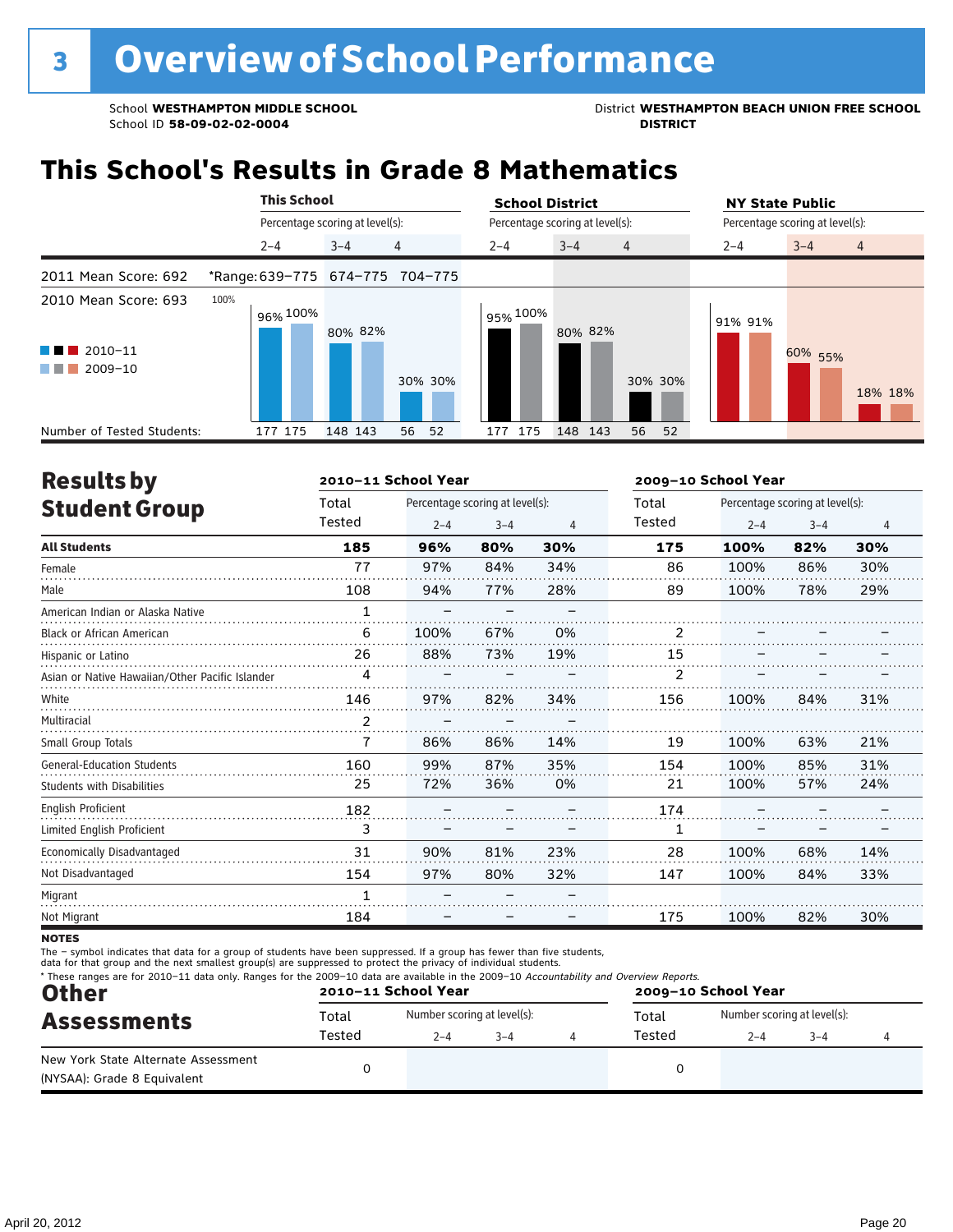# 3 Overview of School Performance

School **WESTHAMPTON MIDDLE SCHOOL**
School ID **58-09-02-02-0004**

District **WESTHAMPTON BEACH UNION FREE SCHOOL DISTRICT**

## This School's Results in Grade 8 Mathematics

| | This School | | | School District | | | NY State Public | | |
|---|---|---|---|---|---|---|---|---|---|
| | Percentage scoring at level(s): | | | Percentage scoring at level(s): | | | Percentage scoring at level(s): | | |
| | 2–4 | 3–4 | 4 | 2–4 | 3–4 | 4 | 2–4 | 3–4 | 4 |
| 2011 Mean Score: 692 | *Range: 639–775 | 674–775 | 704–775 | | | | | | |
| 2010 Mean Score: 693 | | | | | | | | | |
| 2010–11 | 96% | 80% | 30% | 95% | 80% | 30% | 91% | 60% | 18% |
| 2009–10 | 100% | 82% | 30% | 100% | 82% | 30% | 91% | 55% | 18% |
| Number of Tested Students: 2010–11 | 177 | 148 | 56 | 177 | 148 | 56 | | | |
| Number of Tested Students: 2009–10 | 175 | 143 | 52 | 175 | 143 | 52 | | | |

## Results by Student Group

| | 2010–11 School Year | | | | 2009–10 School Year | | | |
|---|---|---|---|---|---|---|---|---|
| | Total Tested | Percentage scoring at level(s): 2–4 | 3–4 | 4 | Total Tested | Percentage scoring at level(s): 2–4 | 3–4 | 4 |
| **All Students** | **185** | **96%** | **80%** | **30%** | **175** | **100%** | **82%** | **30%** |
| Female | 77 | 97% | 84% | 34% | 86 | 100% | 86% | 30% |
| Male | 108 | 94% | 77% | 28% | 89 | 100% | 78% | 29% |
| American Indian or Alaska Native | 1 | – | – | – | | | | |
| Black or African American | 6 | 100% | 67% | 0% | 2 | – | – | – |
| Hispanic or Latino | 26 | 88% | 73% | 19% | 15 | – | – | – |
| Asian or Native Hawaiian/Other Pacific Islander | 4 | – | – | – | 2 | – | – | – |
| White | 146 | 97% | 82% | 34% | 156 | 100% | 84% | 31% |
| Multiracial | 2 | – | – | – | | | | |
| Small Group Totals | 7 | 86% | 86% | 14% | 19 | 100% | 63% | 21% |
| General-Education Students | 160 | 99% | 87% | 35% | 154 | 100% | 85% | 31% |
| Students with Disabilities | 25 | 72% | 36% | 0% | 21 | 100% | 57% | 24% |
| English Proficient | 182 | – | – | – | 174 | – | – | – |
| Limited English Proficient | 3 | – | – | – | 1 | – | – | – |
| Economically Disadvantaged | 31 | 90% | 81% | 23% | 28 | 100% | 68% | 14% |
| Not Disadvantaged | 154 | 97% | 80% | 32% | 147 | 100% | 84% | 33% |
| Migrant | 1 | – | – | – | | | | |
| Not Migrant | 184 | – | – | – | 175 | 100% | 82% | 30% |

**NOTES**

The – symbol indicates that data for a group of students have been suppressed. If a group has fewer than five students, data for that group and the next smallest group(s) are suppressed to protect the privacy of individual students.

* These ranges are for 2010–11 data only. Ranges for the 2009–10 data are available in the 2009–10 *Accountability and Overview Reports*.

## Other Assessments

| | 2010–11 School Year | | | | 2009–10 School Year | | | |
|---|---|---|---|---|---|---|---|---|
| | Total Tested | Number scoring at level(s): 2–4 | 3–4 | 4 | Total Tested | Number scoring at level(s): 2–4 | 3–4 | 4 |
| New York State Alternate Assessment (NYSAA): Grade 8 Equivalent | 0 | | | | 0 | | | |

April 20, 2012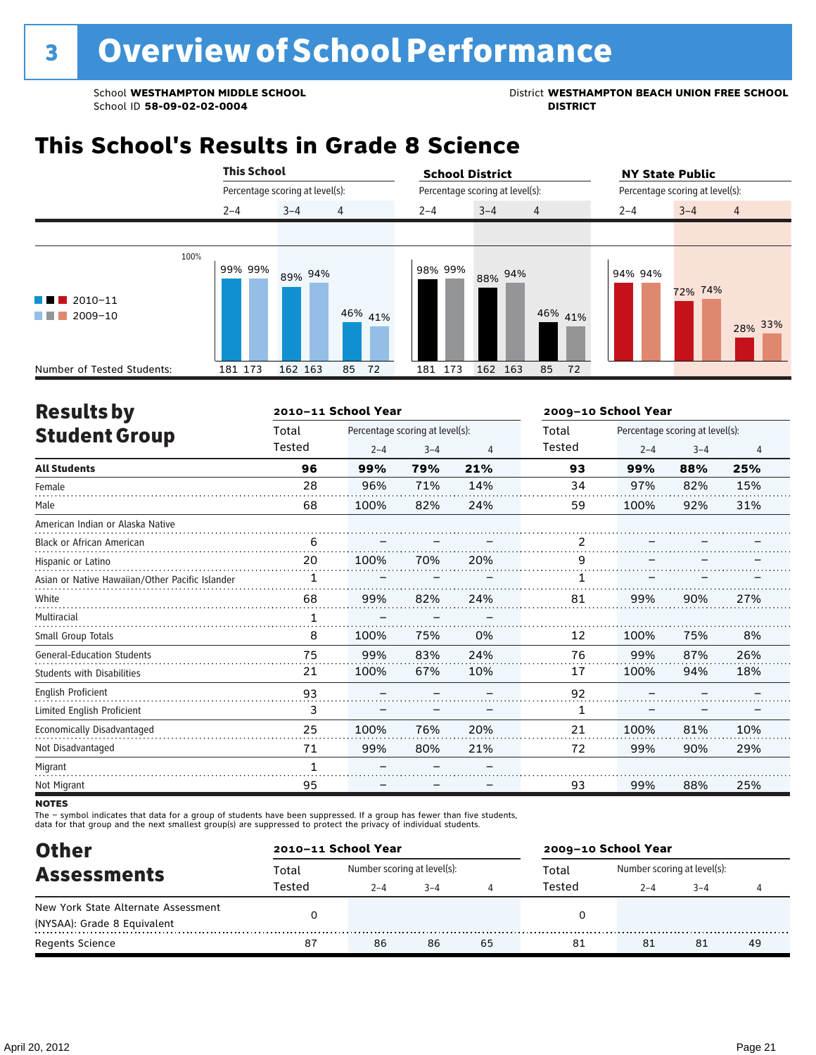# 3 Overview of School Performance

School **WESTHAMPTON MIDDLE SCHOOL**
School ID **58-09-02-02-0004**

District **WESTHAMPTON BEACH UNION FREE SCHOOL DISTRICT**

## This School's Results in Grade 8 Science

This School
Percentage scoring at level(s):
2–4 3–4 4

School District
Percentage scoring at level(s):
2–4 3–4 4

NY State Public
Percentage scoring at level(s):
2–4 3–4 4

100%

2010–11
2009–10

99% 99% 89% 94% 46% 41%
98% 99% 88% 94% 46% 41%
94% 94% 72% 74% 28% 33%

Number of Tested Students: 181 173 162 163 85 72 181 173 162 163 85 72

## Results by Student Group

| | 2010–11 School Year | | | | 2009–10 School Year | | | |
|---|---|---|---|---|---|---|---|---|
| | Total Tested | Percentage scoring at level(s): 2–4 | 3–4 | 4 | Total Tested | Percentage scoring at level(s): 2–4 | 3–4 | 4 |
| **All Students** | **96** | **99%** | **79%** | **21%** | **93** | **99%** | **88%** | **25%** |
| Female | 28 | 96% | 71% | 14% | 34 | 97% | 82% | 15% |
| Male | 68 | 100% | 82% | 24% | 59 | 100% | 92% | 31% |
| American Indian or Alaska Native | | | | | | | | |
| Black or African American | 6 | – | – | – | 2 | – | – | – |
| Hispanic or Latino | 20 | 100% | 70% | 20% | 9 | – | – | – |
| Asian or Native Hawaiian/Other Pacific Islander | 1 | – | – | – | 1 | – | – | – |
| White | 68 | 99% | 82% | 24% | 81 | 99% | 90% | 27% |
| Multiracial | 1 | – | – | – | | | | |
| Small Group Totals | 8 | 100% | 75% | 0% | 12 | 100% | 75% | 8% |
| General-Education Students | 75 | 99% | 83% | 24% | 76 | 99% | 87% | 26% |
| Students with Disabilities | 21 | 100% | 67% | 10% | 17 | 100% | 94% | 18% |
| English Proficient | 93 | – | – | – | 92 | – | – | – |
| Limited English Proficient | 3 | – | – | – | 1 | – | – | – |
| Economically Disadvantaged | 25 | 100% | 76% | 20% | 21 | 100% | 81% | 10% |
| Not Disadvantaged | 71 | 99% | 80% | 21% | 72 | 99% | 90% | 29% |
| Migrant | 1 | – | – | – | | | | |
| Not Migrant | 95 | – | – | – | 93 | 99% | 88% | 25% |

**NOTES**
The – symbol indicates that data for a group of students have been suppressed. If a group has fewer than five students, data for that group and the next smallest group(s) are suppressed to protect the privacy of individual students.

## Other Assessments

| | 2010–11 School Year | | | | 2009–10 School Year | | | |
|---|---|---|---|---|---|---|---|---|
| | Total Tested | Number scoring at level(s): 2–4 | 3–4 | 4 | Total Tested | Number scoring at level(s): 2–4 | 3–4 | 4 |
| New York State Alternate Assessment (NYSAA): Grade 8 Equivalent | 0 | | | | 0 | | | |
| Regents Science | 87 | 86 | 86 | 65 | 81 | 81 | 81 | 49 |

April 20, 2012